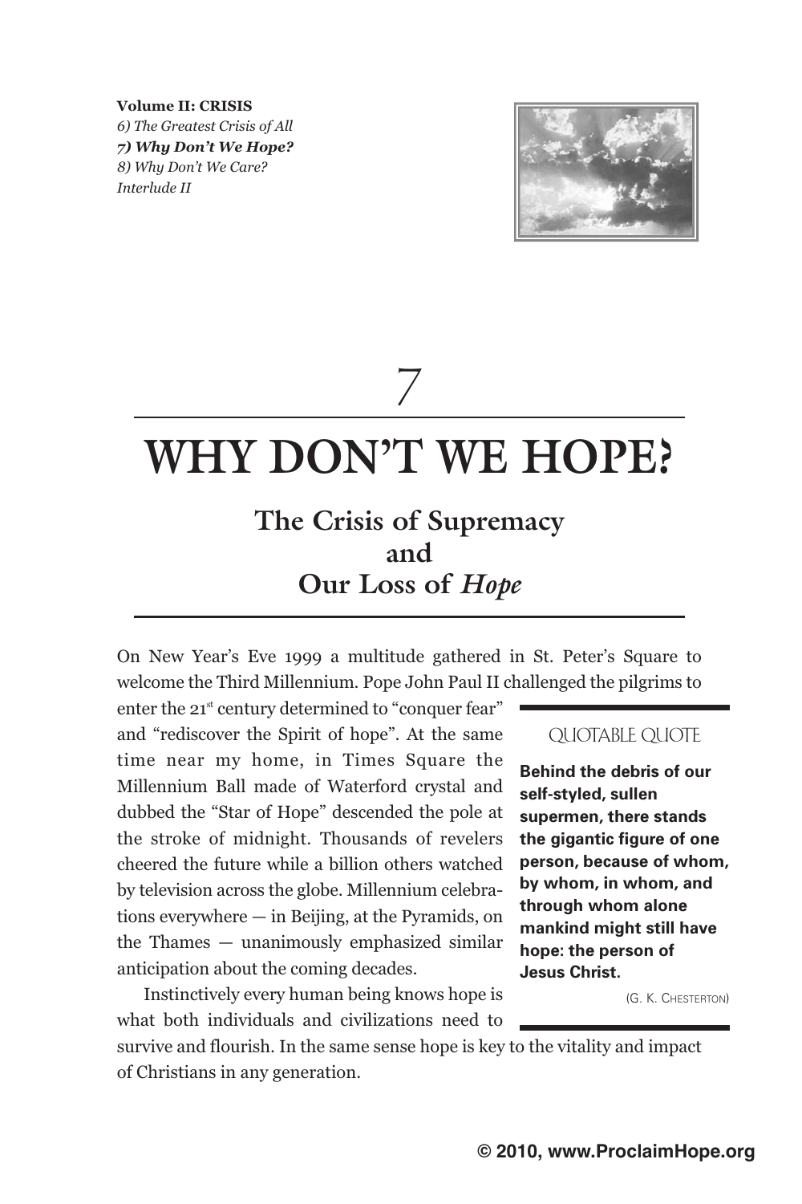**Volume II: CRISIS**
*6) The Greatest Crisis of All*
***7) Why Don't We Hope?***
*8) Why Don't We Care?*
*Interlude II*

7

# WHY DON'T WE HOPE?

## The Crisis of Supremacy and Our Loss of *Hope*

On New Year's Eve 1999 a multitude gathered in St. Peter's Square to welcome the Third Millennium. Pope John Paul II challenged the pilgrims to enter the 21st century determined to "conquer fear" and "rediscover the Spirit of hope". At the same time near my home, in Times Square the Millennium Ball made of Waterford crystal and dubbed the "Star of Hope" descended the pole at the stroke of midnight. Thousands of revelers cheered the future while a billion others watched by television across the globe. Millennium celebrations everywhere — in Beijing, at the Pyramids, on the Thames — unanimously emphasized similar anticipation about the coming decades.

> QUOTABLE QUOTE
>
> **Behind the debris of our self-styled, sullen supermen, there stands the gigantic figure of one person, because of whom, by whom, in whom, and through whom alone mankind might still have hope: the person of Jesus Christ.**
>
> (G. K. Chesterton)

Instinctively every human being knows hope is what both individuals and civilizations need to survive and flourish. In the same sense hope is key to the vitality and impact of Christians in any generation.

© 2010, www.ProclaimHope.org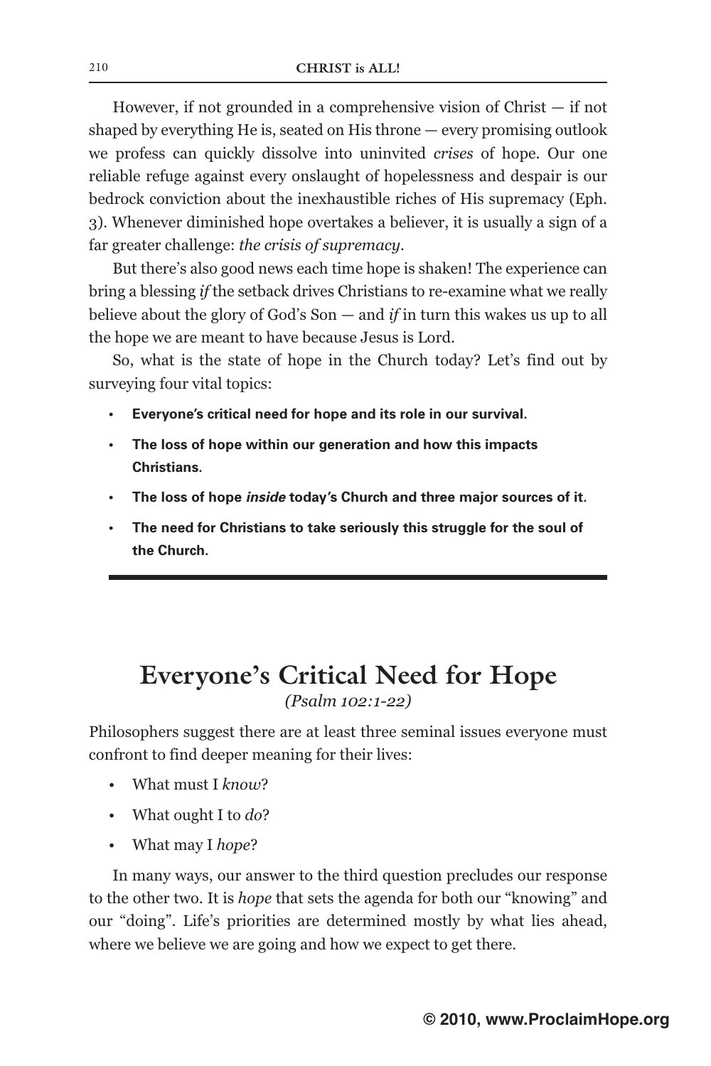However, if not grounded in a comprehensive vision of Christ — if not shaped by everything He is, seated on His throne — every promising outlook we profess can quickly dissolve into uninvited *crises* of hope. Our one reliable refuge against every onslaught of hopelessness and despair is our bedrock conviction about the inexhaustible riches of His supremacy (Eph. 3). Whenever diminished hope overtakes a believer, it is usually a sign of a far greater challenge: *the crisis of supremacy*.

But there's also good news each time hope is shaken! The experience can bring a blessing *if* the setback drives Christians to re-examine what we really believe about the glory of God's Son — and *if* in turn this wakes us up to all the hope we are meant to have because Jesus is Lord.

So, what is the state of hope in the Church today? Let's find out by surveying four vital topics:

- **Everyone's critical need for hope and its role in our survival.**
- **The loss of hope within our generation and how this impacts Christians.**
- **The loss of hope *inside* today's Church and three major sources of it.**
- **The need for Christians to take seriously this struggle for the soul of the Church.**

## Everyone's Critical Need for Hope

*(Psalm 102:1-22)*

Philosophers suggest there are at least three seminal issues everyone must confront to find deeper meaning for their lives:

- What must I *know*?
- What ought I to *do*?
- What may I *hope*?

In many ways, our answer to the third question precludes our response to the other two. It is *hope* that sets the agenda for both our "knowing" and our "doing". Life's priorities are determined mostly by what lies ahead, where we believe we are going and how we expect to get there.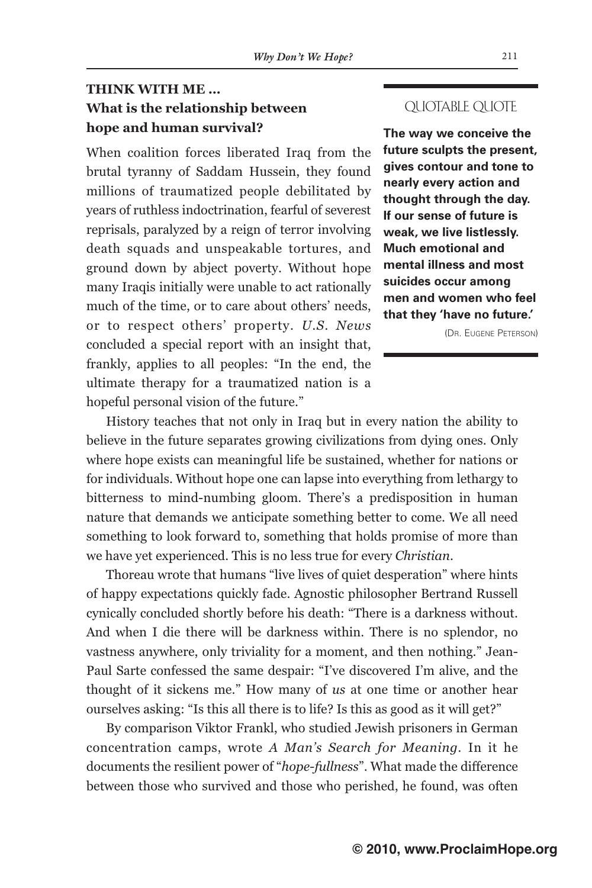**THINK WITH ME …**
**What is the relationship between hope and human survival?**

When coalition forces liberated Iraq from the brutal tyranny of Saddam Hussein, they found millions of traumatized people debilitated by years of ruthless indoctrination, fearful of severest reprisals, paralyzed by a reign of terror involving death squads and unspeakable tortures, and ground down by abject poverty. Without hope many Iraqis initially were unable to act rationally much of the time, or to care about others' needs, or to respect others' property. *U.S. News* concluded a special report with an insight that, frankly, applies to all peoples: "In the end, the ultimate therapy for a traumatized nation is a hopeful personal vision of the future."

QUOTABLE QUOTE

**The way we conceive the future sculpts the present, gives contour and tone to nearly every action and thought through the day. If our sense of future is weak, we live listlessly. Much emotional and mental illness and most suicides occur among men and women who feel that they 'have no future.'**

(Dr. Eugene Peterson)

History teaches that not only in Iraq but in every nation the ability to believe in the future separates growing civilizations from dying ones. Only where hope exists can meaningful life be sustained, whether for nations or for individuals. Without hope one can lapse into everything from lethargy to bitterness to mind-numbing gloom. There's a predisposition in human nature that demands we anticipate something better to come. We all need something to look forward to, something that holds promise of more than we have yet experienced. This is no less true for every *Christian*.

Thoreau wrote that humans "live lives of quiet desperation" where hints of happy expectations quickly fade. Agnostic philosopher Bertrand Russell cynically concluded shortly before his death: "There is a darkness without. And when I die there will be darkness within. There is no splendor, no vastness anywhere, only triviality for a moment, and then nothing." Jean-Paul Sarte confessed the same despair: "I've discovered I'm alive, and the thought of it sickens me." How many of *us* at one time or another hear ourselves asking: "Is this all there is to life? Is this as good as it will get?"

By comparison Viktor Frankl, who studied Jewish prisoners in German concentration camps, wrote *A Man's Search for Meaning*. In it he documents the resilient power of "*hope-fullness*". What made the difference between those who survived and those who perished, he found, was often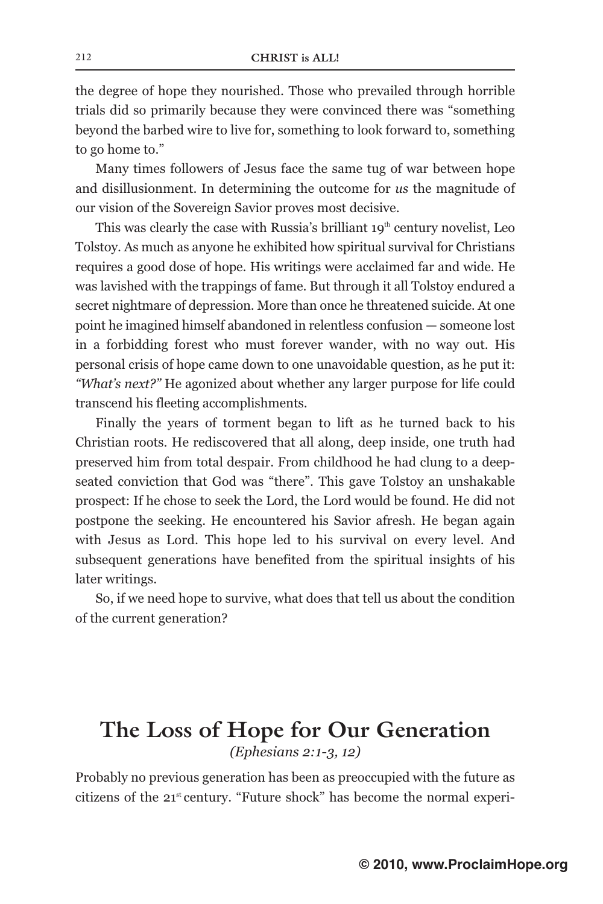the degree of hope they nourished. Those who prevailed through horrible trials did so primarily because they were convinced there was "something beyond the barbed wire to live for, something to look forward to, something to go home to."

Many times followers of Jesus face the same tug of war between hope and disillusionment. In determining the outcome for *us* the magnitude of our vision of the Sovereign Savior proves most decisive.

This was clearly the case with Russia's brilliant 19th century novelist, Leo Tolstoy. As much as anyone he exhibited how spiritual survival for Christians requires a good dose of hope. His writings were acclaimed far and wide. He was lavished with the trappings of fame. But through it all Tolstoy endured a secret nightmare of depression. More than once he threatened suicide. At one point he imagined himself abandoned in relentless confusion — someone lost in a forbidding forest who must forever wander, with no way out. His personal crisis of hope came down to one unavoidable question, as he put it: *"What's next?"* He agonized about whether any larger purpose for life could transcend his fleeting accomplishments.

Finally the years of torment began to lift as he turned back to his Christian roots. He rediscovered that all along, deep inside, one truth had preserved him from total despair. From childhood he had clung to a deep-seated conviction that God was "there". This gave Tolstoy an unshakable prospect: If he chose to seek the Lord, the Lord would be found. He did not postpone the seeking. He encountered his Savior afresh. He began again with Jesus as Lord. This hope led to his survival on every level. And subsequent generations have benefited from the spiritual insights of his later writings.

So, if we need hope to survive, what does that tell us about the condition of the current generation?

## The Loss of Hope for Our Generation

*(Ephesians 2:1-3, 12)*

Probably no previous generation has been as preoccupied with the future as citizens of the 21st century. "Future shock" has become the normal experi-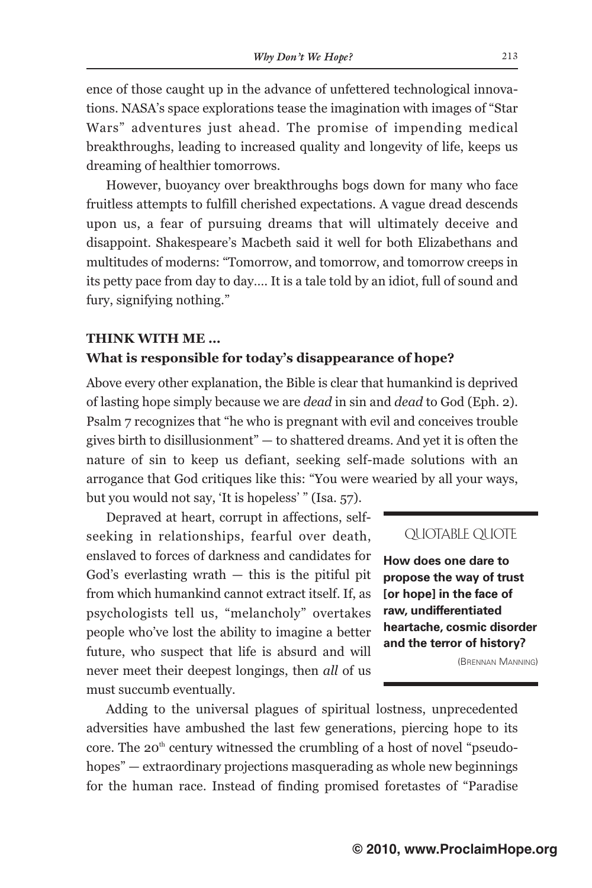ence of those caught up in the advance of unfettered technological innovations. NASA's space explorations tease the imagination with images of "Star Wars" adventures just ahead. The promise of impending medical breakthroughs, leading to increased quality and longevity of life, keeps us dreaming of healthier tomorrows.

However, buoyancy over breakthroughs bogs down for many who face fruitless attempts to fulfill cherished expectations. A vague dread descends upon us, a fear of pursuing dreams that will ultimately deceive and disappoint. Shakespeare's Macbeth said it well for both Elizabethans and multitudes of moderns: "Tomorrow, and tomorrow, and tomorrow creeps in its petty pace from day to day.... It is a tale told by an idiot, full of sound and fury, signifying nothing."

**THINK WITH ME ...**

**What is responsible for today's disappearance of hope?**

Above every other explanation, the Bible is clear that humankind is deprived of lasting hope simply because we are *dead* in sin and *dead* to God (Eph. 2). Psalm 7 recognizes that "he who is pregnant with evil and conceives trouble gives birth to disillusionment" — to shattered dreams. And yet it is often the nature of sin to keep us defiant, seeking self-made solutions with an arrogance that God critiques like this: "You were wearied by all your ways, but you would not say, 'It is hopeless' " (Isa. 57).

Depraved at heart, corrupt in affections, self-seeking in relationships, fearful over death, enslaved to forces of darkness and candidates for God's everlasting wrath — this is the pitiful pit from which humankind cannot extract itself. If, as psychologists tell us, "melancholy" overtakes people who've lost the ability to imagine a better future, who suspect that life is absurd and will never meet their deepest longings, then *all* of us must succumb eventually.

> QUOTABLE QUOTE
>
> **How does one dare to propose the way of trust [or hope] in the face of raw, undifferentiated heartache, cosmic disorder and the terror of history?**
>
> (Brennan Manning)

Adding to the universal plagues of spiritual lostness, unprecedented adversities have ambushed the last few generations, piercing hope to its core. The 20th century witnessed the crumbling of a host of novel "pseudo-hopes" — extraordinary projections masquerading as whole new beginnings for the human race. Instead of finding promised foretastes of "Paradise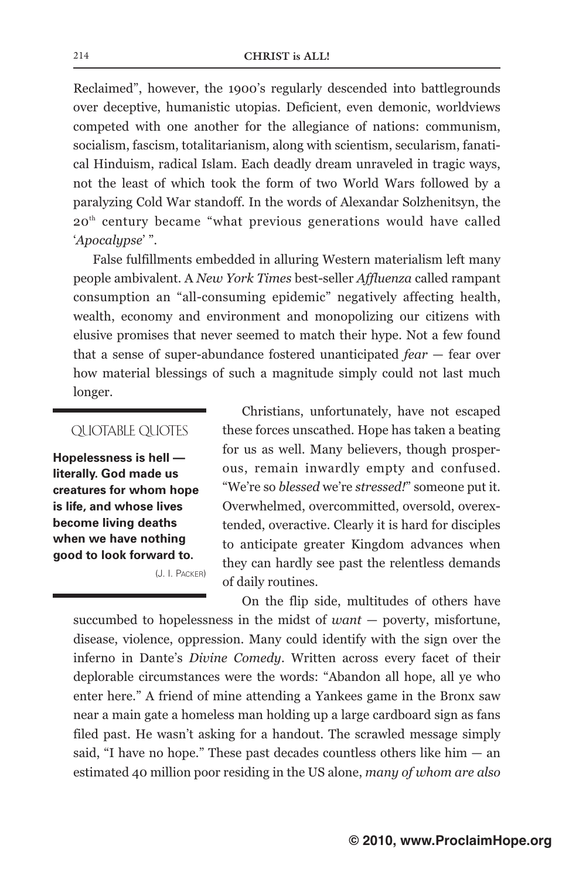Reclaimed", however, the 1900's regularly descended into battlegrounds over deceptive, humanistic utopias. Deficient, even demonic, worldviews competed with one another for the allegiance of nations: communism, socialism, fascism, totalitarianism, along with scientism, secularism, fanatical Hinduism, radical Islam. Each deadly dream unraveled in tragic ways, not the least of which took the form of two World Wars followed by a paralyzing Cold War standoff. In the words of Alexandar Solzhenitsyn, the 20th century became "what previous generations would have called '*Apocalypse*' ".

False fulfillments embedded in alluring Western materialism left many people ambivalent. A *New York Times* best-seller *Affluenza* called rampant consumption an "all-consuming epidemic" negatively affecting health, wealth, economy and environment and monopolizing our citizens with elusive promises that never seemed to match their hype. Not a few found that a sense of super-abundance fostered unanticipated *fear* — fear over how material blessings of such a magnitude simply could not last much longer.

> QUOTABLE QUOTES
>
> **Hopelessness is hell — literally. God made us creatures for whom hope is life, and whose lives become living deaths when we have nothing good to look forward to.**
>
> (J. I. Packer)

Christians, unfortunately, have not escaped these forces unscathed. Hope has taken a beating for us as well. Many believers, though prosperous, remain inwardly empty and confused. "We're so *blessed* we're *stressed!*" someone put it. Overwhelmed, overcommitted, oversold, overextended, overactive. Clearly it is hard for disciples to anticipate greater Kingdom advances when they can hardly see past the relentless demands of daily routines.

On the flip side, multitudes of others have succumbed to hopelessness in the midst of *want* — poverty, misfortune, disease, violence, oppression. Many could identify with the sign over the inferno in Dante's *Divine Comedy*. Written across every facet of their deplorable circumstances were the words: "Abandon all hope, all ye who enter here." A friend of mine attending a Yankees game in the Bronx saw near a main gate a homeless man holding up a large cardboard sign as fans filed past. He wasn't asking for a handout. The scrawled message simply said, "I have no hope." These past decades countless others like him — an estimated 40 million poor residing in the US alone, *many of whom are also*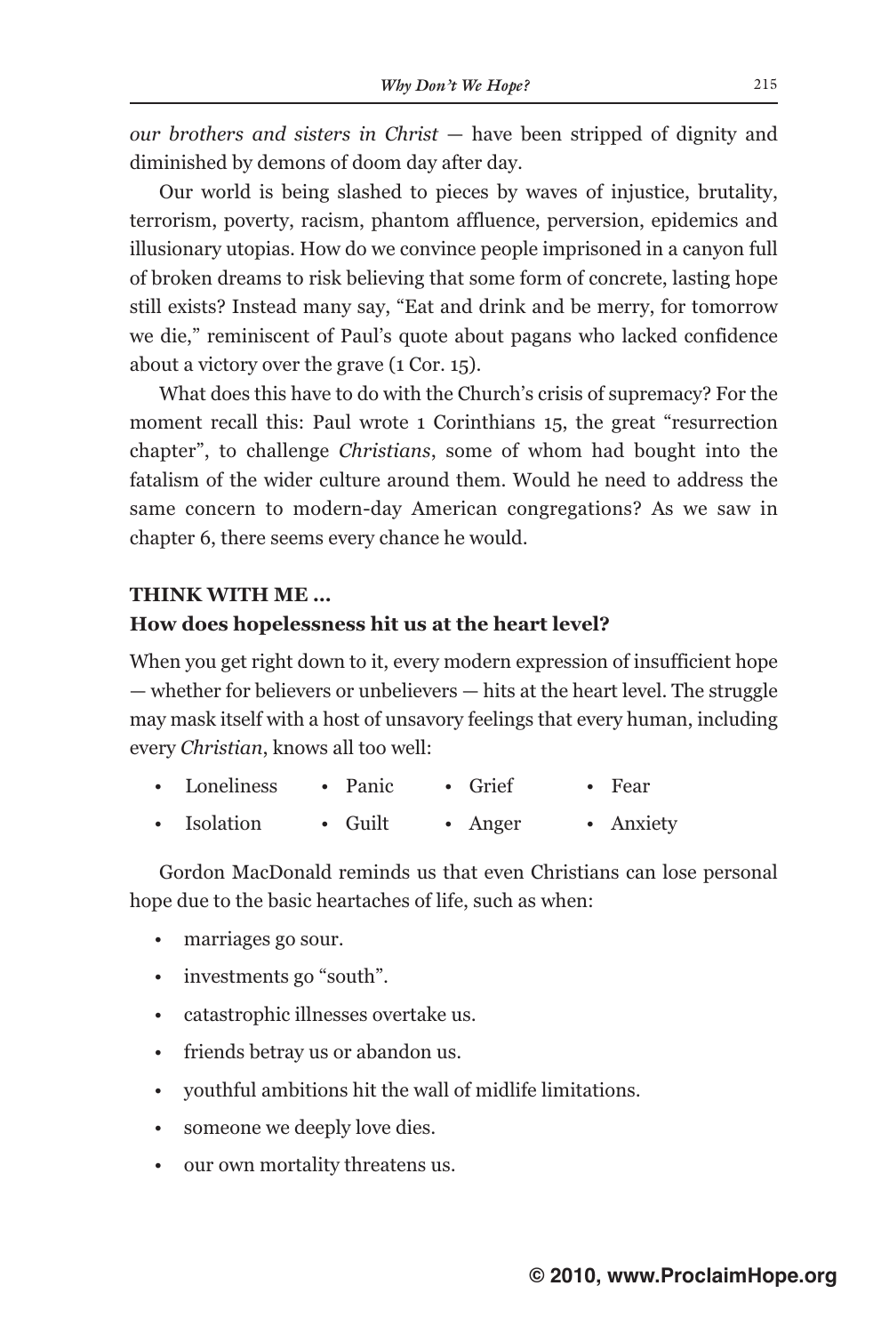*our brothers and sisters in Christ* — have been stripped of dignity and diminished by demons of doom day after day.

Our world is being slashed to pieces by waves of injustice, brutality, terrorism, poverty, racism, phantom affluence, perversion, epidemics and illusionary utopias. How do we convince people imprisoned in a canyon full of broken dreams to risk believing that some form of concrete, lasting hope still exists? Instead many say, "Eat and drink and be merry, for tomorrow we die," reminiscent of Paul's quote about pagans who lacked confidence about a victory over the grave (1 Cor. 15).

What does this have to do with the Church's crisis of supremacy? For the moment recall this: Paul wrote 1 Corinthians 15, the great "resurrection chapter", to challenge *Christians*, some of whom had bought into the fatalism of the wider culture around them. Would he need to address the same concern to modern-day American congregations? As we saw in chapter 6, there seems every chance he would.

**THINK WITH ME …**
**How does hopelessness hit us at the heart level?**

When you get right down to it, every modern expression of insufficient hope — whether for believers or unbelievers — hits at the heart level. The struggle may mask itself with a host of unsavory feelings that every human, including every *Christian*, knows all too well:

- Loneliness
- Panic
- Grief
- Fear
- Isolation
- Guilt
- Anger
- Anxiety

Gordon MacDonald reminds us that even Christians can lose personal hope due to the basic heartaches of life, such as when:

- marriages go sour.
- investments go "south".
- catastrophic illnesses overtake us.
- friends betray us or abandon us.
- youthful ambitions hit the wall of midlife limitations.
- someone we deeply love dies.
- our own mortality threatens us.

© 2010, www.ProclaimHope.org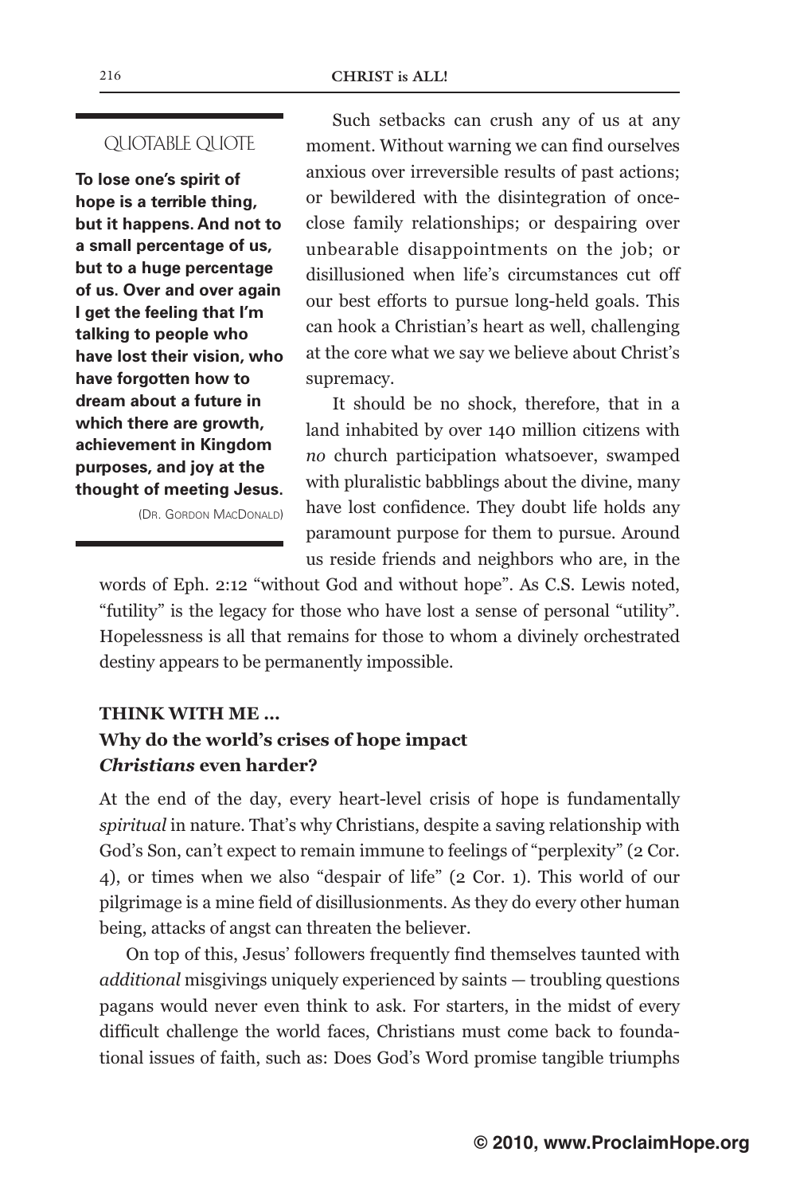> **QUOTABLE QUOTE**
>
> **To lose one's spirit of hope is a terrible thing, but it happens. And not to a small percentage of us, but to a huge percentage of us. Over and over again I get the feeling that I'm talking to people who have lost their vision, who have forgotten how to dream about a future in which there are growth, achievement in Kingdom purposes, and joy at the thought of meeting Jesus.**
>
> (DR. GORDON MACDONALD)

Such setbacks can crush any of us at any moment. Without warning we can find ourselves anxious over irreversible results of past actions; or bewildered with the disintegration of once-close family relationships; or despairing over unbearable disappointments on the job; or disillusioned when life's circumstances cut off our best efforts to pursue long-held goals. This can hook a Christian's heart as well, challenging at the core what we say we believe about Christ's supremacy.

It should be no shock, therefore, that in a land inhabited by over 140 million citizens with *no* church participation whatsoever, swamped with pluralistic babblings about the divine, many have lost confidence. They doubt life holds any paramount purpose for them to pursue. Around us reside friends and neighbors who are, in the words of Eph. 2:12 "without God and without hope". As C.S. Lewis noted, "futility" is the legacy for those who have lost a sense of personal "utility". Hopelessness is all that remains for those to whom a divinely orchestrated destiny appears to be permanently impossible.

**THINK WITH ME …**
**Why do the world's crises of hope impact *Christians* even harder?**

At the end of the day, every heart-level crisis of hope is fundamentally *spiritual* in nature. That's why Christians, despite a saving relationship with God's Son, can't expect to remain immune to feelings of "perplexity" (2 Cor. 4), or times when we also "despair of life" (2 Cor. 1). This world of our pilgrimage is a mine field of disillusionments. As they do every other human being, attacks of angst can threaten the believer.

On top of this, Jesus' followers frequently find themselves taunted with *additional* misgivings uniquely experienced by saints — troubling questions pagans would never even think to ask. For starters, in the midst of every difficult challenge the world faces, Christians must come back to foundational issues of faith, such as: Does God's Word promise tangible triumphs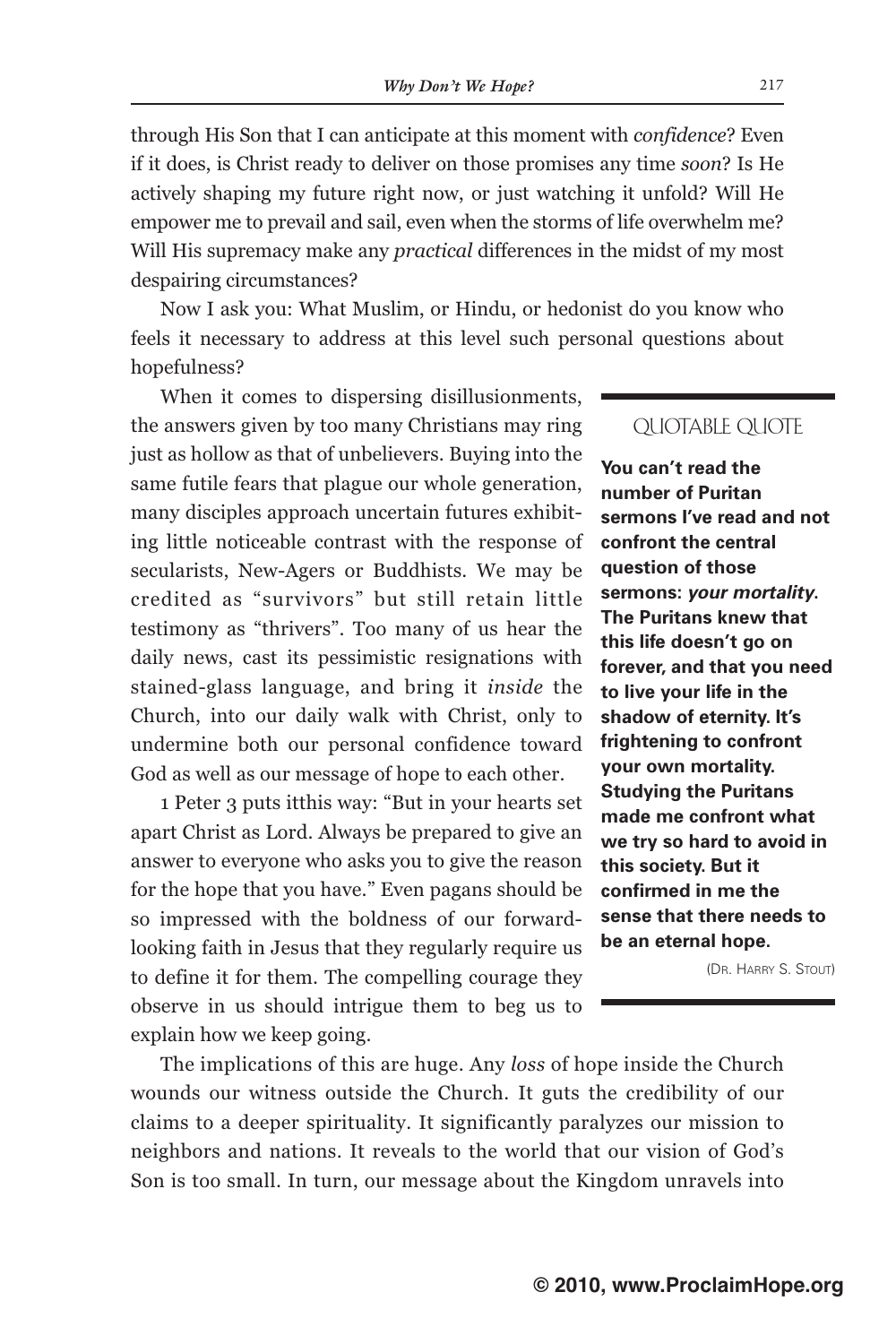through His Son that I can anticipate at this moment with *confidence*? Even if it does, is Christ ready to deliver on those promises any time *soon*? Is He actively shaping my future right now, or just watching it unfold? Will He empower me to prevail and sail, even when the storms of life overwhelm me? Will His supremacy make any *practical* differences in the midst of my most despairing circumstances?

Now I ask you: What Muslim, or Hindu, or hedonist do you know who feels it necessary to address at this level such personal questions about hopefulness?

When it comes to dispersing disillusionments, the answers given by too many Christians may ring just as hollow as that of unbelievers. Buying into the same futile fears that plague our whole generation, many disciples approach uncertain futures exhibiting little noticeable contrast with the response of secularists, New-Agers or Buddhists. We may be credited as "survivors" but still retain little testimony as "thrivers". Too many of us hear the daily news, cast its pessimistic resignations with stained-glass language, and bring it *inside* the Church, into our daily walk with Christ, only to undermine both our personal confidence toward God as well as our message of hope to each other.

1 Peter 3 puts itthis way: "But in your hearts set apart Christ as Lord. Always be prepared to give an answer to everyone who asks you to give the reason for the hope that you have." Even pagans should be so impressed with the boldness of our forward-looking faith in Jesus that they regularly require us to define it for them. The compelling courage they observe in us should intrigue them to beg us to explain how we keep going.

> QUOTABLE QUOTE
>
> **You can't read the number of Puritan sermons I've read and not confront the central question of those sermons: *your mortality*. The Puritans knew that this life doesn't go on forever, and that you need to live your life in the shadow of eternity. It's frightening to confront your own mortality. Studying the Puritans made me confront what we try so hard to avoid in this society. But it confirmed in me the sense that there needs to be an eternal hope.**
>
> (Dr. Harry S. Stout)

The implications of this are huge. Any *loss* of hope inside the Church wounds our witness outside the Church. It guts the credibility of our claims to a deeper spirituality. It significantly paralyzes our mission to neighbors and nations. It reveals to the world that our vision of God's Son is too small. In turn, our message about the Kingdom unravels into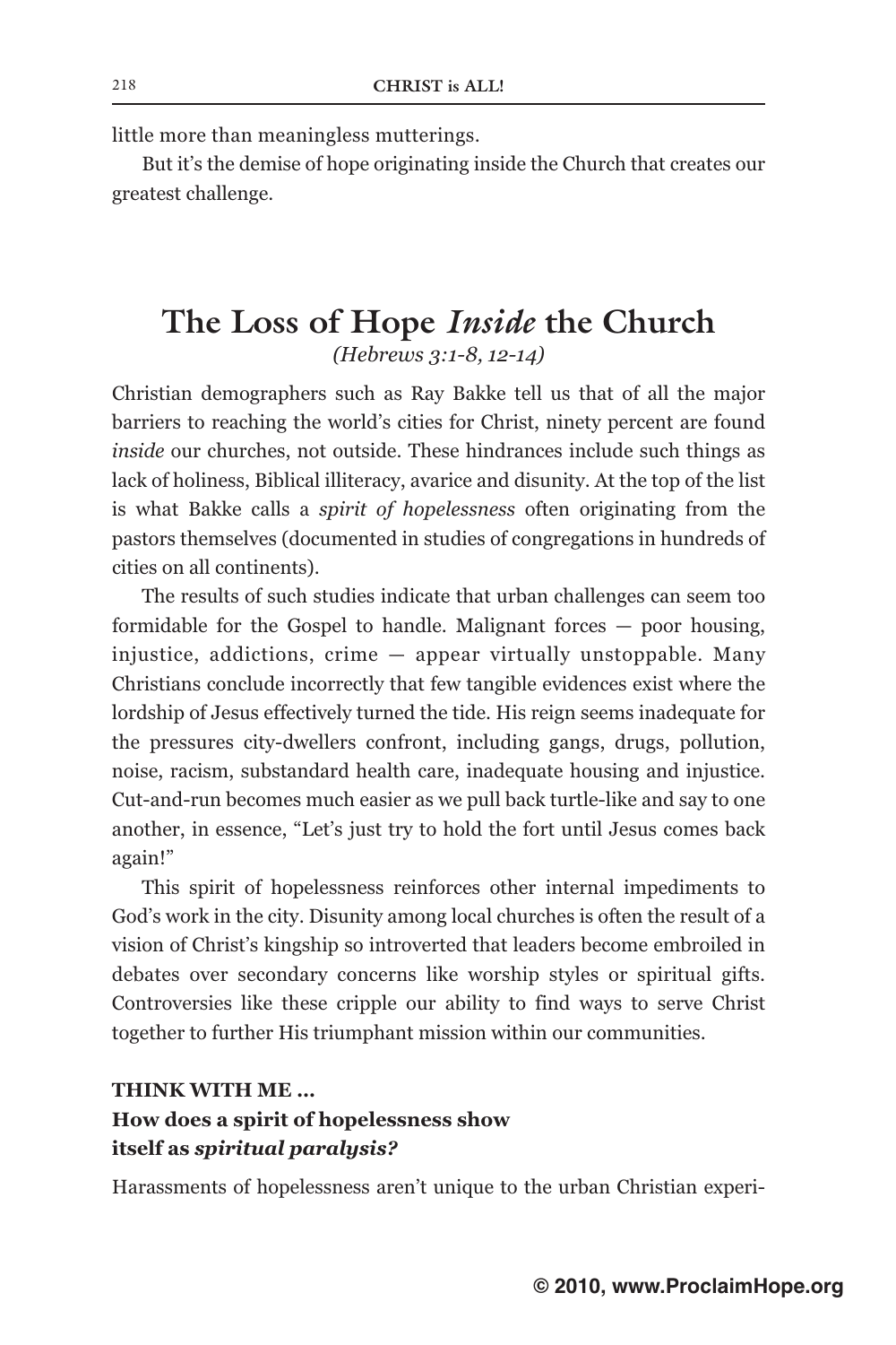little more than meaningless mutterings.

But it's the demise of hope originating inside the Church that creates our greatest challenge.

## The Loss of Hope *Inside* the Church

*(Hebrews 3:1-8, 12-14)*

Christian demographers such as Ray Bakke tell us that of all the major barriers to reaching the world's cities for Christ, ninety percent are found *inside* our churches, not outside. These hindrances include such things as lack of holiness, Biblical illiteracy, avarice and disunity. At the top of the list is what Bakke calls a *spirit of hopelessness* often originating from the pastors themselves (documented in studies of congregations in hundreds of cities on all continents).

The results of such studies indicate that urban challenges can seem too formidable for the Gospel to handle. Malignant forces — poor housing, injustice, addictions, crime — appear virtually unstoppable. Many Christians conclude incorrectly that few tangible evidences exist where the lordship of Jesus effectively turned the tide. His reign seems inadequate for the pressures city-dwellers confront, including gangs, drugs, pollution, noise, racism, substandard health care, inadequate housing and injustice. Cut-and-run becomes much easier as we pull back turtle-like and say to one another, in essence, "Let's just try to hold the fort until Jesus comes back again!"

This spirit of hopelessness reinforces other internal impediments to God's work in the city. Disunity among local churches is often the result of a vision of Christ's kingship so introverted that leaders become embroiled in debates over secondary concerns like worship styles or spiritual gifts. Controversies like these cripple our ability to find ways to serve Christ together to further His triumphant mission within our communities.

**THINK WITH ME ...**
**How does a spirit of hopelessness show itself as *spiritual paralysis?***

Harassments of hopelessness aren't unique to the urban Christian experi-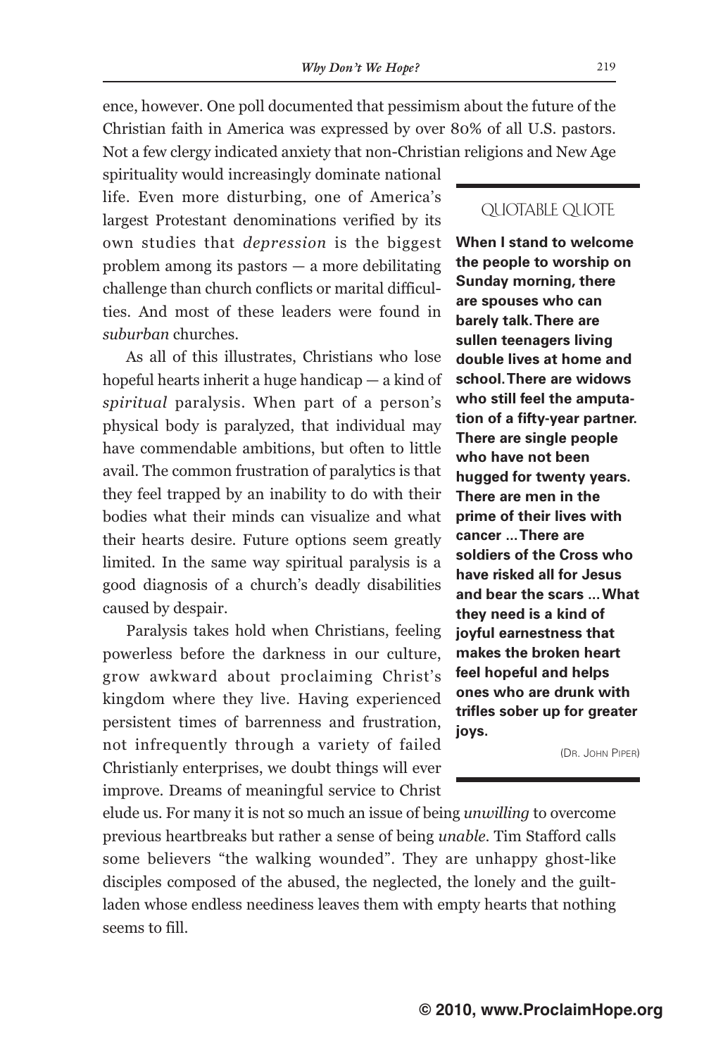ence, however. One poll documented that pessimism about the future of the Christian faith in America was expressed by over 80% of all U.S. pastors. Not a few clergy indicated anxiety that non-Christian religions and New Age spirituality would increasingly dominate national life. Even more disturbing, one of America's largest Protestant denominations verified by its own studies that *depression* is the biggest problem among its pastors — a more debilitating challenge than church conflicts or marital difficulties. And most of these leaders were found in *suburban* churches.

As all of this illustrates, Christians who lose hopeful hearts inherit a huge handicap — a kind of *spiritual* paralysis. When part of a person's physical body is paralyzed, that individual may have commendable ambitions, but often to little avail. The common frustration of paralytics is that they feel trapped by an inability to do with their bodies what their minds can visualize and what their hearts desire. Future options seem greatly limited. In the same way spiritual paralysis is a good diagnosis of a church's deadly disabilities caused by despair.

Paralysis takes hold when Christians, feeling powerless before the darkness in our culture, grow awkward about proclaiming Christ's kingdom where they live. Having experienced persistent times of barrenness and frustration, not infrequently through a variety of failed Christianly enterprises, we doubt things will ever improve. Dreams of meaningful service to Christ elude us. For many it is not so much an issue of being *unwilling* to overcome previous heartbreaks but rather a sense of being *unable*. Tim Stafford calls some believers "the walking wounded". They are unhappy ghost-like disciples composed of the abused, the neglected, the lonely and the guilt-laden whose endless neediness leaves them with empty hearts that nothing seems to fill.

> QUOTABLE QUOTE
>
> **When I stand to welcome the people to worship on Sunday morning, there are spouses who can barely talk. There are sullen teenagers living double lives at home and school. There are widows who still feel the amputation of a fifty-year partner. There are single people who have not been hugged for twenty years. There are men in the prime of their lives with cancer ... There are soldiers of the Cross who have risked all for Jesus and bear the scars ... What they need is a kind of joyful earnestness that makes the broken heart feel hopeful and helps ones who are drunk with trifles sober up for greater joys.**
>
> (Dr. John Piper)

© 2010, www.ProclaimHope.org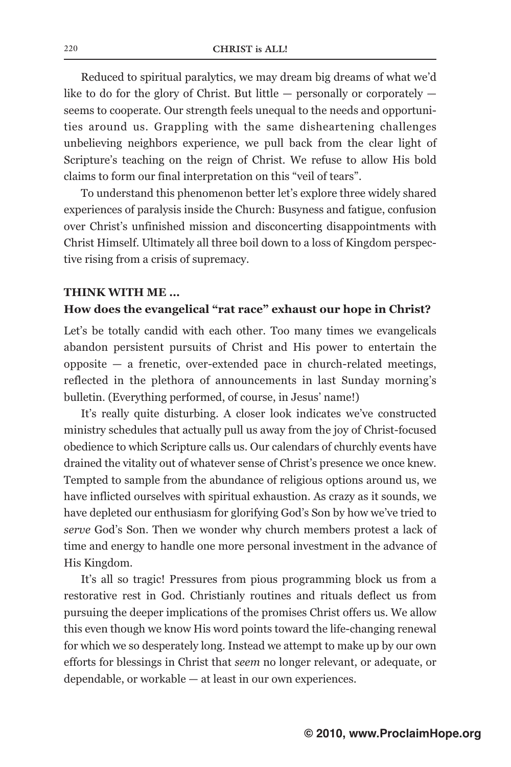Reduced to spiritual paralytics, we may dream big dreams of what we'd like to do for the glory of Christ. But little — personally or corporately — seems to cooperate. Our strength feels unequal to the needs and opportunities around us. Grappling with the same disheartening challenges unbelieving neighbors experience, we pull back from the clear light of Scripture's teaching on the reign of Christ. We refuse to allow His bold claims to form our final interpretation on this "veil of tears".

To understand this phenomenon better let's explore three widely shared experiences of paralysis inside the Church: Busyness and fatigue, confusion over Christ's unfinished mission and disconcerting disappointments with Christ Himself. Ultimately all three boil down to a loss of Kingdom perspective rising from a crisis of supremacy.

**THINK WITH ME …**

**How does the evangelical "rat race" exhaust our hope in Christ?**

Let's be totally candid with each other. Too many times we evangelicals abandon persistent pursuits of Christ and His power to entertain the opposite — a frenetic, over-extended pace in church-related meetings, reflected in the plethora of announcements in last Sunday morning's bulletin. (Everything performed, of course, in Jesus' name!)

It's really quite disturbing. A closer look indicates we've constructed ministry schedules that actually pull us away from the joy of Christ-focused obedience to which Scripture calls us. Our calendars of churchly events have drained the vitality out of whatever sense of Christ's presence we once knew. Tempted to sample from the abundance of religious options around us, we have inflicted ourselves with spiritual exhaustion. As crazy as it sounds, we have depleted our enthusiasm for glorifying God's Son by how we've tried to *serve* God's Son. Then we wonder why church members protest a lack of time and energy to handle one more personal investment in the advance of His Kingdom.

It's all so tragic! Pressures from pious programming block us from a restorative rest in God. Christianly routines and rituals deflect us from pursuing the deeper implications of the promises Christ offers us. We allow this even though we know His word points toward the life-changing renewal for which we so desperately long. Instead we attempt to make up by our own efforts for blessings in Christ that *seem* no longer relevant, or adequate, or dependable, or workable — at least in our own experiences.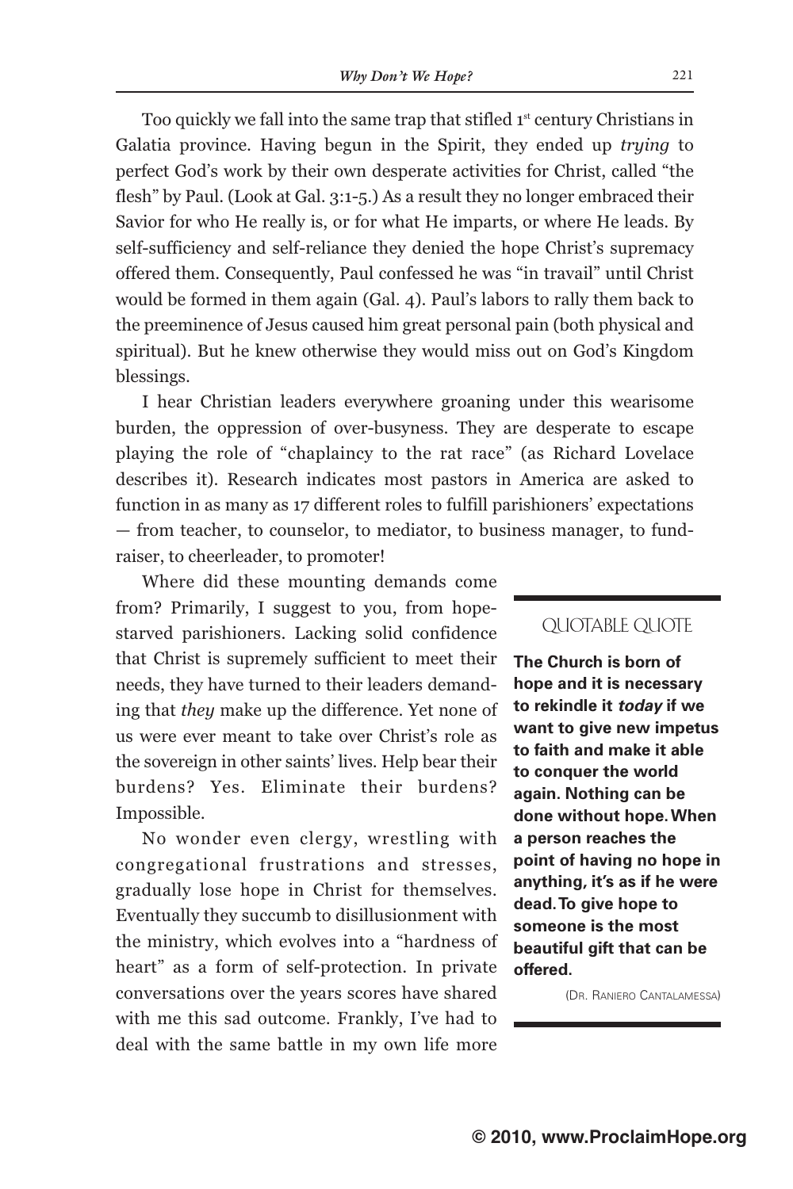Too quickly we fall into the same trap that stifled 1st century Christians in Galatia province. Having begun in the Spirit, they ended up *trying* to perfect God's work by their own desperate activities for Christ, called "the flesh" by Paul. (Look at Gal. 3:1-5.) As a result they no longer embraced their Savior for who He really is, or for what He imparts, or where He leads. By self-sufficiency and self-reliance they denied the hope Christ's supremacy offered them. Consequently, Paul confessed he was "in travail" until Christ would be formed in them again (Gal. 4). Paul's labors to rally them back to the preeminence of Jesus caused him great personal pain (both physical and spiritual). But he knew otherwise they would miss out on God's Kingdom blessings.

I hear Christian leaders everywhere groaning under this wearisome burden, the oppression of over-busyness. They are desperate to escape playing the role of "chaplaincy to the rat race" (as Richard Lovelace describes it). Research indicates most pastors in America are asked to function in as many as 17 different roles to fulfill parishioners' expectations — from teacher, to counselor, to mediator, to business manager, to fund-raiser, to cheerleader, to promoter!

Where did these mounting demands come from? Primarily, I suggest to you, from hope-starved parishioners. Lacking solid confidence that Christ is supremely sufficient to meet their needs, they have turned to their leaders demanding that *they* make up the difference. Yet none of us were ever meant to take over Christ's role as the sovereign in other saints' lives. Help bear their burdens? Yes. Eliminate their burdens? Impossible.

No wonder even clergy, wrestling with congregational frustrations and stresses, gradually lose hope in Christ for themselves. Eventually they succumb to disillusionment with the ministry, which evolves into a "hardness of heart" as a form of self-protection. In private conversations over the years scores have shared with me this sad outcome. Frankly, I've had to deal with the same battle in my own life more

> QUOTABLE QUOTE
>
> **The Church is born of hope and it is necessary to rekindle it *today* if we want to give new impetus to faith and make it able to conquer the world again. Nothing can be done without hope. When a person reaches the point of having no hope in anything, it's as if he were dead. To give hope to someone is the most beautiful gift that can be offered.**
>
> (Dr. Raniero Cantalamessa)

**© 2010, www.ProclaimHope.org**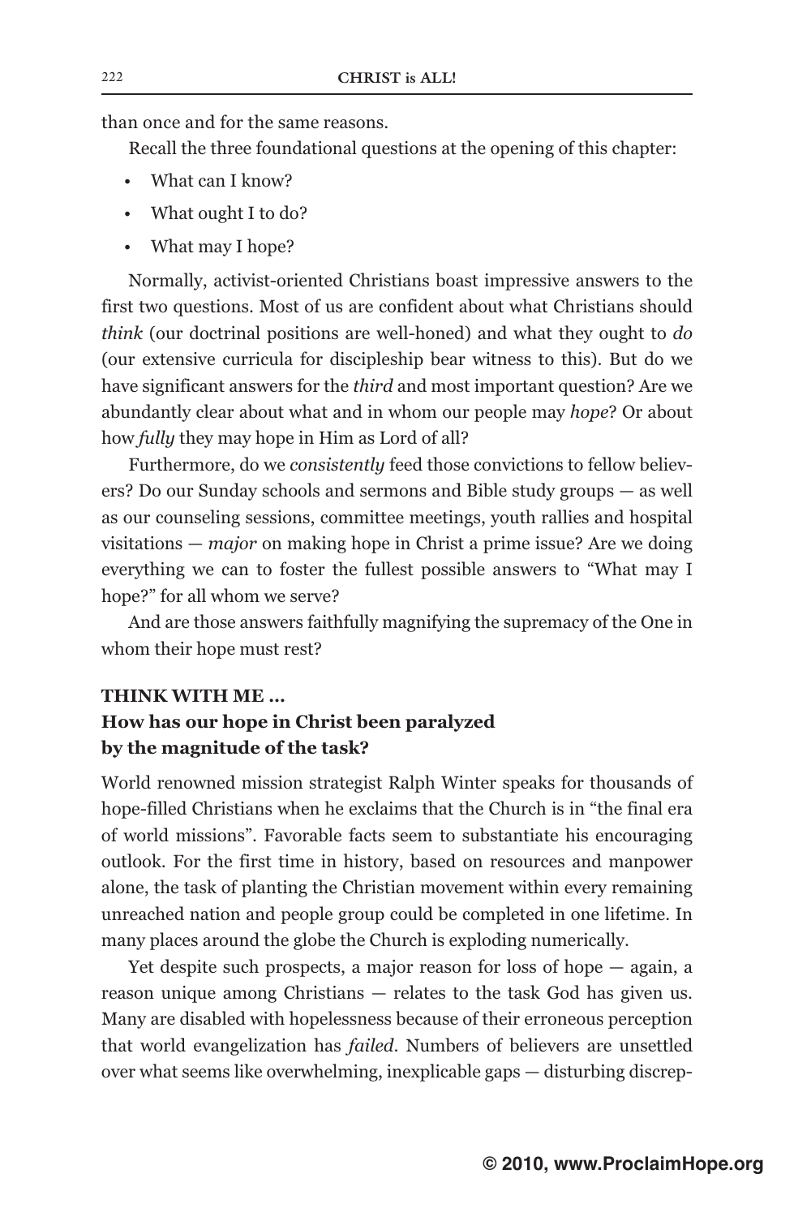than once and for the same reasons.

Recall the three foundational questions at the opening of this chapter:

- What can I know?
- What ought I to do?
- What may I hope?

Normally, activist-oriented Christians boast impressive answers to the first two questions. Most of us are confident about what Christians should *think* (our doctrinal positions are well-honed) and what they ought to *do* (our extensive curricula for discipleship bear witness to this). But do we have significant answers for the *third* and most important question? Are we abundantly clear about what and in whom our people may *hope*? Or about how *fully* they may hope in Him as Lord of all?

Furthermore, do we *consistently* feed those convictions to fellow believers? Do our Sunday schools and sermons and Bible study groups — as well as our counseling sessions, committee meetings, youth rallies and hospital visitations — *major* on making hope in Christ a prime issue? Are we doing everything we can to foster the fullest possible answers to "What may I hope?" for all whom we serve?

And are those answers faithfully magnifying the supremacy of the One in whom their hope must rest?

**THINK WITH ME ...**
**How has our hope in Christ been paralyzed by the magnitude of the task?**

World renowned mission strategist Ralph Winter speaks for thousands of hope-filled Christians when he exclaims that the Church is in "the final era of world missions". Favorable facts seem to substantiate his encouraging outlook. For the first time in history, based on resources and manpower alone, the task of planting the Christian movement within every remaining unreached nation and people group could be completed in one lifetime. In many places around the globe the Church is exploding numerically.

Yet despite such prospects, a major reason for loss of hope — again, a reason unique among Christians — relates to the task God has given us. Many are disabled with hopelessness because of their erroneous perception that world evangelization has *failed*. Numbers of believers are unsettled over what seems like overwhelming, inexplicable gaps — disturbing discrep-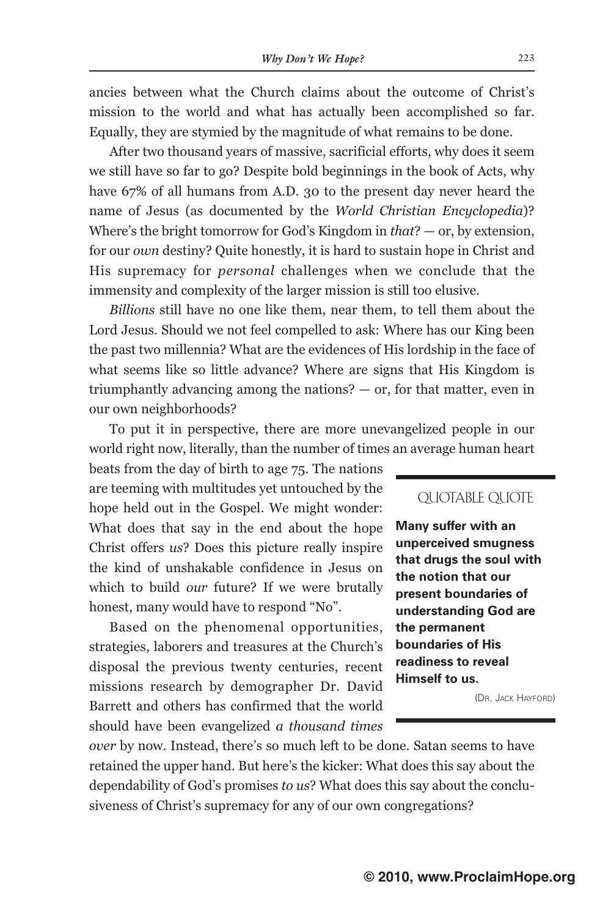ancies between what the Church claims about the outcome of Christ's mission to the world and what has actually been accomplished so far. Equally, they are stymied by the magnitude of what remains to be done.

After two thousand years of massive, sacrificial efforts, why does it seem we still have so far to go? Despite bold beginnings in the book of Acts, why have 67% of all humans from A.D. 30 to the present day never heard the name of Jesus (as documented by the *World Christian Encyclopedia*)? Where's the bright tomorrow for God's Kingdom in *that*? — or, by extension, for our *own* destiny? Quite honestly, it is hard to sustain hope in Christ and His supremacy for *personal* challenges when we conclude that the immensity and complexity of the larger mission is still too elusive.

*Billions* still have no one like them, near them, to tell them about the Lord Jesus. Should we not feel compelled to ask: Where has our King been the past two millennia? What are the evidences of His lordship in the face of what seems like so little advance? Where are signs that His Kingdom is triumphantly advancing among the nations? — or, for that matter, even in our own neighborhoods?

To put it in perspective, there are more unevangelized people in our world right now, literally, than the number of times an average human heart beats from the day of birth to age 75. The nations are teeming with multitudes yet untouched by the hope held out in the Gospel. We might wonder: What does that say in the end about the hope Christ offers *us*? Does this picture really inspire the kind of unshakable confidence in Jesus on which to build *our* future? If we were brutally honest, many would have to respond "No".

Based on the phenomenal opportunities, strategies, laborers and treasures at the Church's disposal the previous twenty centuries, recent missions research by demographer Dr. David Barrett and others has confirmed that the world should have been evangelized *a thousand times over* by now. Instead, there's so much left to be done. Satan seems to have retained the upper hand. But here's the kicker: What does this say about the dependability of God's promises *to us*? What does this say about the conclusiveness of Christ's supremacy for any of our own congregations?

> QUOTABLE QUOTE
>
> **Many suffer with an unperceived smugness that drugs the soul with the notion that our present boundaries of understanding God are the permanent boundaries of His readiness to reveal Himself to us.**
>
> (Dr. Jack Hayford)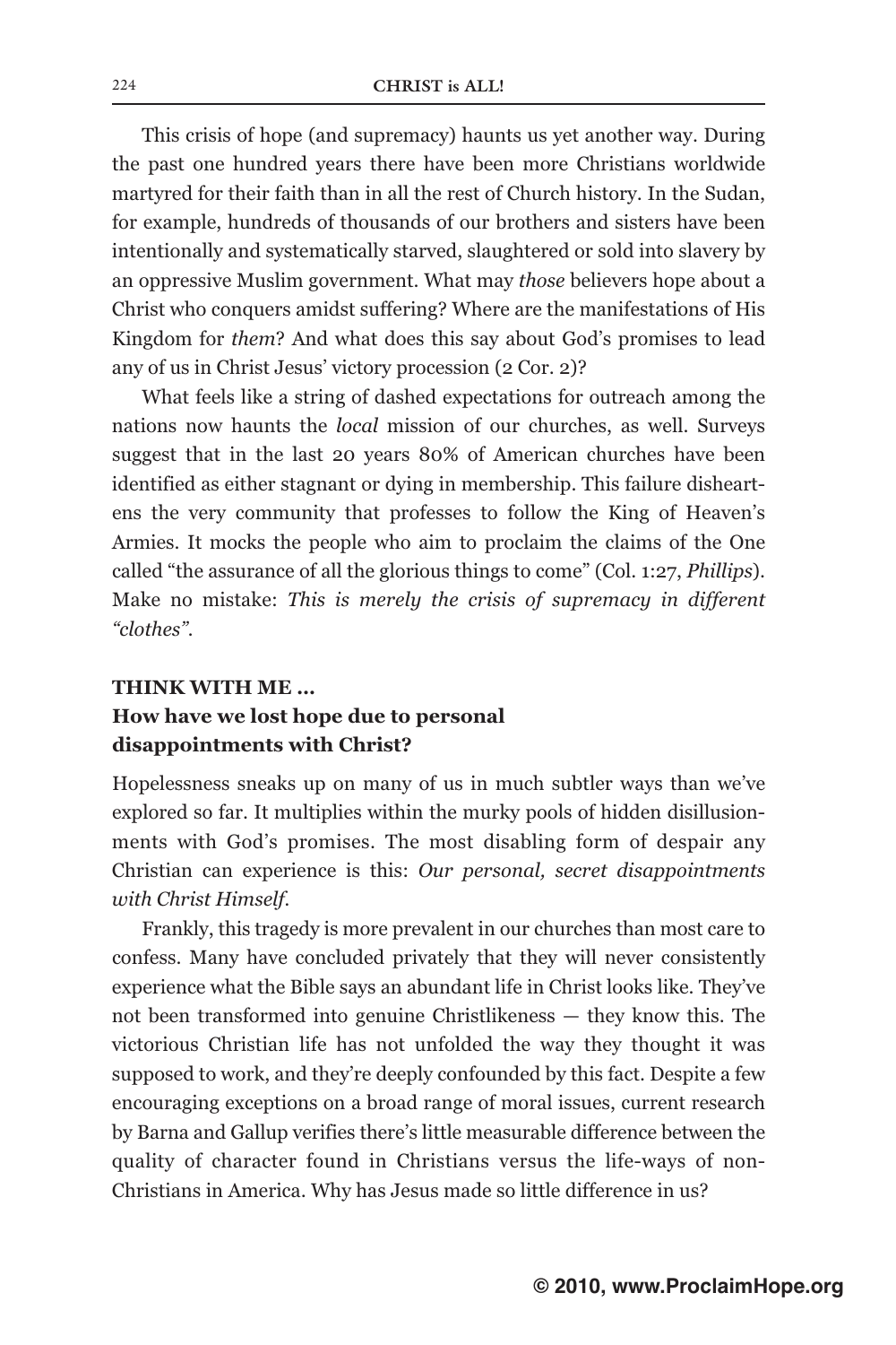This crisis of hope (and supremacy) haunts us yet another way. During the past one hundred years there have been more Christians worldwide martyred for their faith than in all the rest of Church history. In the Sudan, for example, hundreds of thousands of our brothers and sisters have been intentionally and systematically starved, slaughtered or sold into slavery by an oppressive Muslim government. What may *those* believers hope about a Christ who conquers amidst suffering? Where are the manifestations of His Kingdom for *them*? And what does this say about God's promises to lead any of us in Christ Jesus' victory procession (2 Cor. 2)?

What feels like a string of dashed expectations for outreach among the nations now haunts the *local* mission of our churches, as well. Surveys suggest that in the last 20 years 80% of American churches have been identified as either stagnant or dying in membership. This failure disheartens the very community that professes to follow the King of Heaven's Armies. It mocks the people who aim to proclaim the claims of the One called "the assurance of all the glorious things to come" (Col. 1:27, *Phillips*). Make no mistake: *This is merely the crisis of supremacy in different "clothes".*

**THINK WITH ME …**
**How have we lost hope due to personal disappointments with Christ?**

Hopelessness sneaks up on many of us in much subtler ways than we've explored so far. It multiplies within the murky pools of hidden disillusionments with God's promises. The most disabling form of despair any Christian can experience is this: *Our personal, secret disappointments with Christ Himself.*

Frankly, this tragedy is more prevalent in our churches than most care to confess. Many have concluded privately that they will never consistently experience what the Bible says an abundant life in Christ looks like. They've not been transformed into genuine Christlikeness — they know this. The victorious Christian life has not unfolded the way they thought it was supposed to work, and they're deeply confounded by this fact. Despite a few encouraging exceptions on a broad range of moral issues, current research by Barna and Gallup verifies there's little measurable difference between the quality of character found in Christians versus the life-ways of non-Christians in America. Why has Jesus made so little difference in us?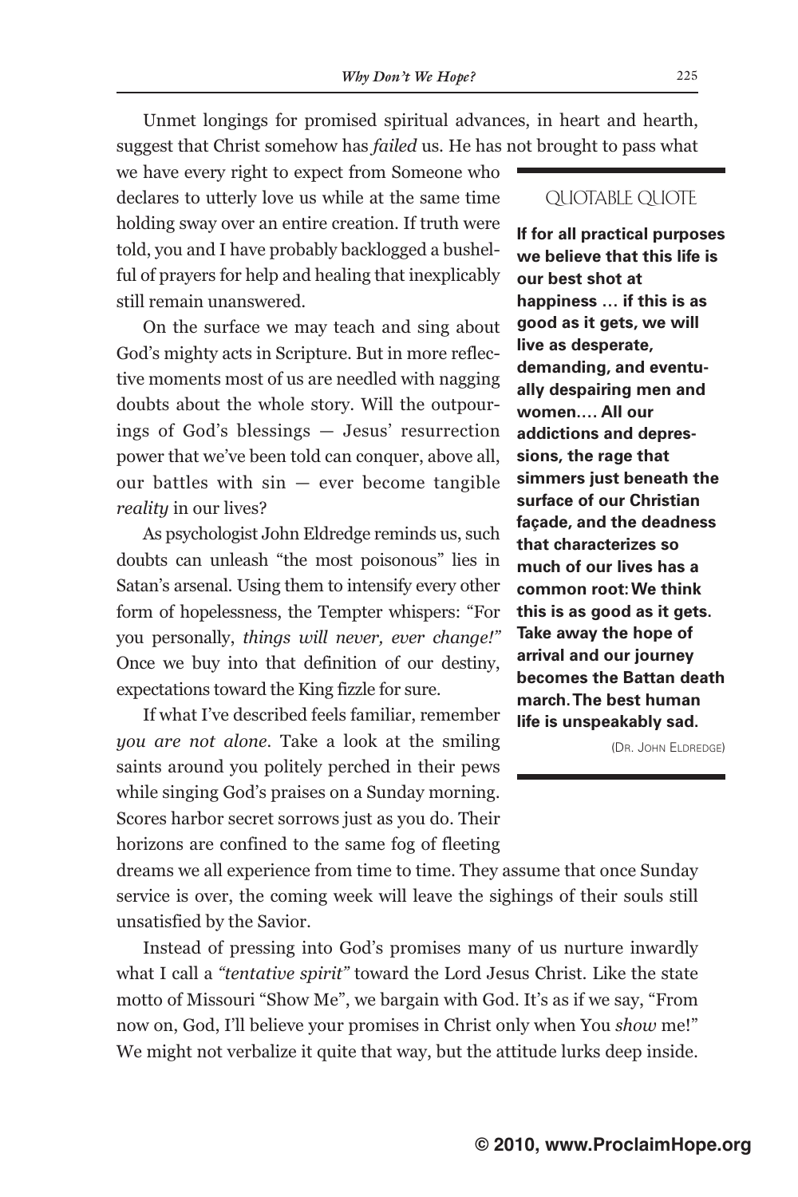Unmet longings for promised spiritual advances, in heart and hearth, suggest that Christ somehow has *failed* us. He has not brought to pass what we have every right to expect from Someone who declares to utterly love us while at the same time holding sway over an entire creation. If truth were told, you and I have probably backlogged a bushelful of prayers for help and healing that inexplicably still remain unanswered.

On the surface we may teach and sing about God's mighty acts in Scripture. But in more reflective moments most of us are needled with nagging doubts about the whole story. Will the outpourings of God's blessings — Jesus' resurrection power that we've been told can conquer, above all, our battles with sin — ever become tangible *reality* in our lives?

As psychologist John Eldredge reminds us, such doubts can unleash "the most poisonous" lies in Satan's arsenal. Using them to intensify every other form of hopelessness, the Tempter whispers: "For you personally, *things will never, ever change!"* Once we buy into that definition of our destiny, expectations toward the King fizzle for sure.

If what I've described feels familiar, remember *you are not alone*. Take a look at the smiling saints around you politely perched in their pews while singing God's praises on a Sunday morning. Scores harbor secret sorrows just as you do. Their horizons are confined to the same fog of fleeting dreams we all experience from time to time. They assume that once Sunday service is over, the coming week will leave the sighings of their souls still unsatisfied by the Savior.

> QUOTABLE QUOTE
>
> **If for all practical purposes we believe that this life is our best shot at happiness … if this is as good as it gets, we will live as desperate, demanding, and eventually despairing men and women.… All our addictions and depressions, the rage that simmers just beneath the surface of our Christian façade, and the deadness that characterizes so much of our lives has a common root: We think this is as good as it gets. Take away the hope of arrival and our journey becomes the Battan death march. The best human life is unspeakably sad.**
>
> (Dr. John Eldredge)

Instead of pressing into God's promises many of us nurture inwardly what I call a *"tentative spirit"* toward the Lord Jesus Christ. Like the state motto of Missouri "Show Me", we bargain with God. It's as if we say, "From now on, God, I'll believe your promises in Christ only when You *show* me!" We might not verbalize it quite that way, but the attitude lurks deep inside.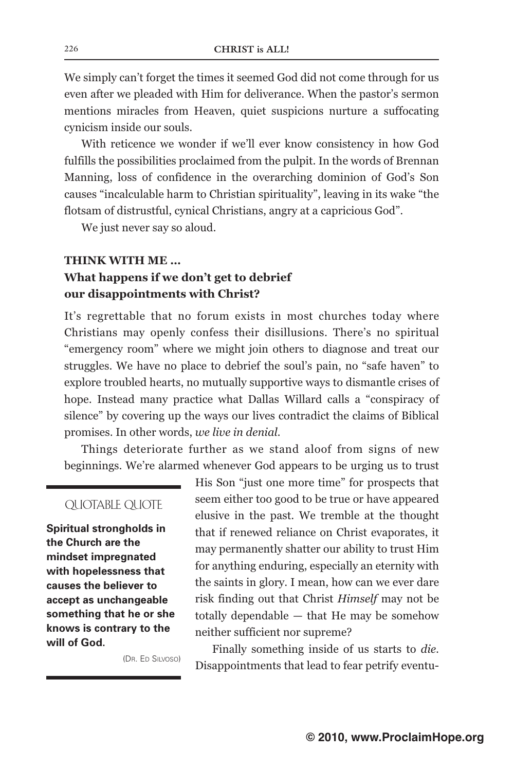We simply can't forget the times it seemed God did not come through for us even after we pleaded with Him for deliverance. When the pastor's sermon mentions miracles from Heaven, quiet suspicions nurture a suffocating cynicism inside our souls.

With reticence we wonder if we'll ever know consistency in how God fulfills the possibilities proclaimed from the pulpit. In the words of Brennan Manning, loss of confidence in the overarching dominion of God's Son causes "incalculable harm to Christian spirituality", leaving in its wake "the flotsam of distrustful, cynical Christians, angry at a capricious God".

We just never say so aloud.

**THINK WITH ME ...**
**What happens if we don't get to debrief our disappointments with Christ?**

It's regrettable that no forum exists in most churches today where Christians may openly confess their disillusions. There's no spiritual "emergency room" where we might join others to diagnose and treat our struggles. We have no place to debrief the soul's pain, no "safe haven" to explore troubled hearts, no mutually supportive ways to dismantle crises of hope. Instead many practice what Dallas Willard calls a "conspiracy of silence" by covering up the ways our lives contradict the claims of Biblical promises. In other words, *we live in denial*.

Things deteriorate further as we stand aloof from signs of new beginnings. We're alarmed whenever God appears to be urging us to trust His Son "just one more time" for prospects that seem either too good to be true or have appeared elusive in the past. We tremble at the thought that if renewed reliance on Christ evaporates, it may permanently shatter our ability to trust Him for anything enduring, especially an eternity with the saints in glory. I mean, how can we ever dare risk finding out that Christ *Himself* may not be totally dependable — that He may be somehow neither sufficient nor supreme?

> QUOTABLE QUOTE
>
> **Spiritual strongholds in the Church are the mindset impregnated with hopelessness that causes the believer to accept as unchangeable something that he or she knows is contrary to the will of God.**
>
> (Dr. Ed Silvoso)

Finally something inside of us starts to *die*. Disappointments that lead to fear petrify eventu-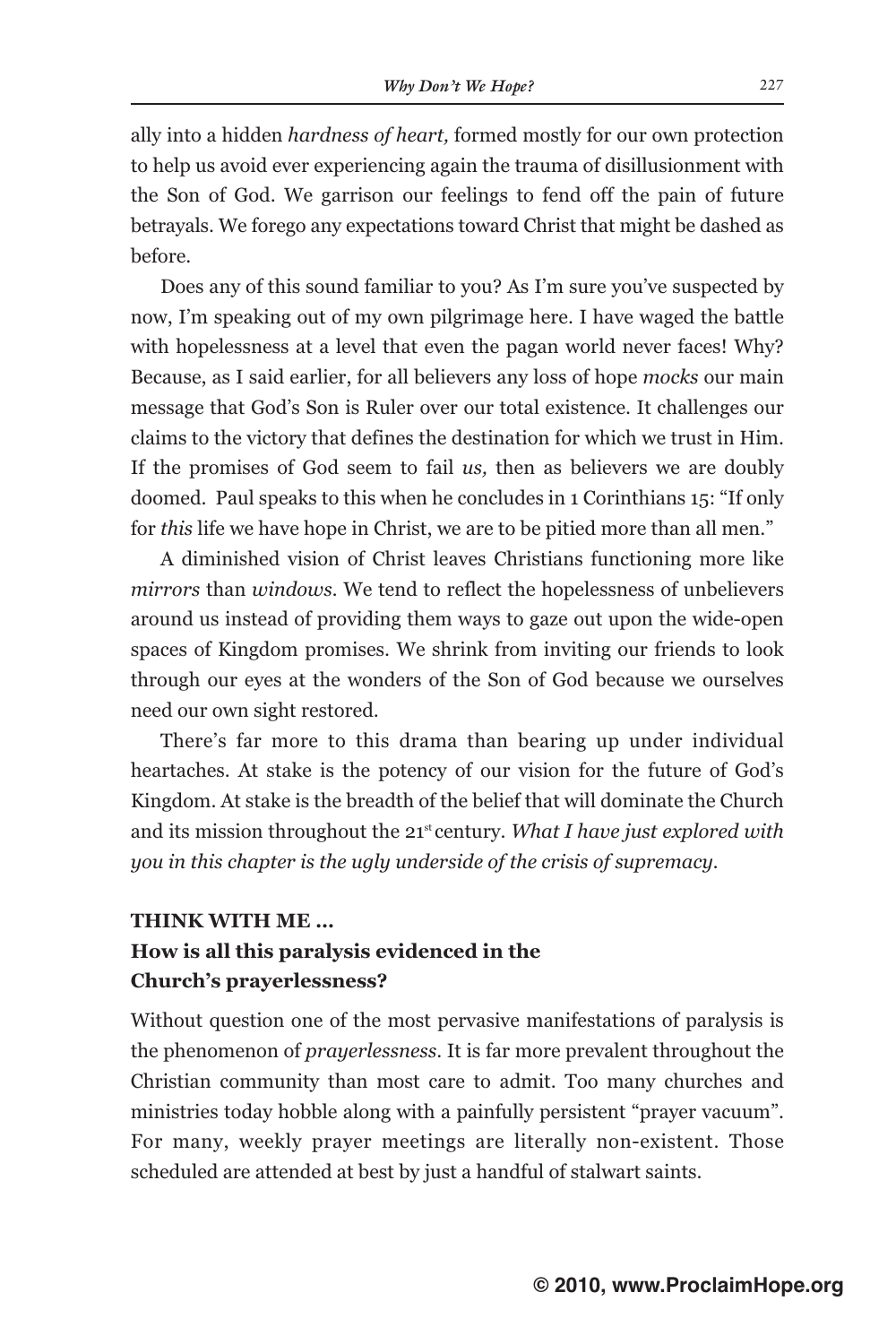ally into a hidden *hardness of heart,* formed mostly for our own protection to help us avoid ever experiencing again the trauma of disillusionment with the Son of God. We garrison our feelings to fend off the pain of future betrayals. We forego any expectations toward Christ that might be dashed as before.

Does any of this sound familiar to you? As I'm sure you've suspected by now, I'm speaking out of my own pilgrimage here. I have waged the battle with hopelessness at a level that even the pagan world never faces! Why? Because, as I said earlier, for all believers any loss of hope *mocks* our main message that God's Son is Ruler over our total existence. It challenges our claims to the victory that defines the destination for which we trust in Him. If the promises of God seem to fail *us,* then as believers we are doubly doomed. Paul speaks to this when he concludes in 1 Corinthians 15: "If only for *this* life we have hope in Christ, we are to be pitied more than all men."

A diminished vision of Christ leaves Christians functioning more like *mirrors* than *windows*. We tend to reflect the hopelessness of unbelievers around us instead of providing them ways to gaze out upon the wide-open spaces of Kingdom promises. We shrink from inviting our friends to look through our eyes at the wonders of the Son of God because we ourselves need our own sight restored.

There's far more to this drama than bearing up under individual heartaches. At stake is the potency of our vision for the future of God's Kingdom. At stake is the breadth of the belief that will dominate the Church and its mission throughout the 21st century. *What I have just explored with you in this chapter is the ugly underside of the crisis of supremacy.*

**THINK WITH ME ...**

**How is all this paralysis evidenced in the Church's prayerlessness?**

Without question one of the most pervasive manifestations of paralysis is the phenomenon of *prayerlessness*. It is far more prevalent throughout the Christian community than most care to admit. Too many churches and ministries today hobble along with a painfully persistent "prayer vacuum". For many, weekly prayer meetings are literally non-existent. Those scheduled are attended at best by just a handful of stalwart saints.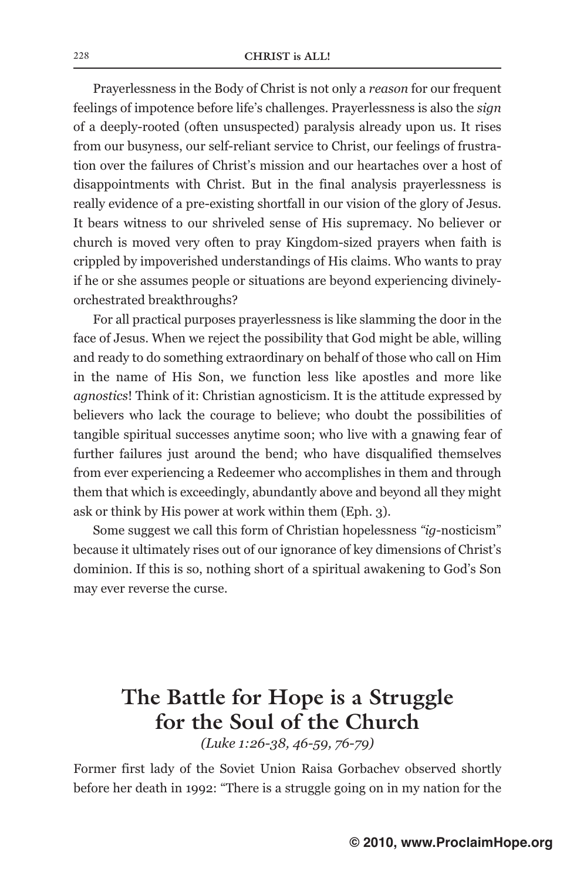Prayerlessness in the Body of Christ is not only a *reason* for our frequent feelings of impotence before life's challenges. Prayerlessness is also the *sign* of a deeply-rooted (often unsuspected) paralysis already upon us. It rises from our busyness, our self-reliant service to Christ, our feelings of frustration over the failures of Christ's mission and our heartaches over a host of disappointments with Christ. But in the final analysis prayerlessness is really evidence of a pre-existing shortfall in our vision of the glory of Jesus. It bears witness to our shriveled sense of His supremacy. No believer or church is moved very often to pray Kingdom-sized prayers when faith is crippled by impoverished understandings of His claims. Who wants to pray if he or she assumes people or situations are beyond experiencing divinely-orchestrated breakthroughs?

For all practical purposes prayerlessness is like slamming the door in the face of Jesus. When we reject the possibility that God might be able, willing and ready to do something extraordinary on behalf of those who call on Him in the name of His Son, we function less like apostles and more like *agnostics*! Think of it: Christian agnosticism. It is the attitude expressed by believers who lack the courage to believe; who doubt the possibilities of tangible spiritual successes anytime soon; who live with a gnawing fear of further failures just around the bend; who have disqualified themselves from ever experiencing a Redeemer who accomplishes in them and through them that which is exceedingly, abundantly above and beyond all they might ask or think by His power at work within them (Eph. 3).

Some suggest we call this form of Christian hopelessness "*ig*-nosticism" because it ultimately rises out of our ignorance of key dimensions of Christ's dominion. If this is so, nothing short of a spiritual awakening to God's Son may ever reverse the curse.

## The Battle for Hope is a Struggle for the Soul of the Church

*(Luke 1:26-38, 46-59, 76-79)*

Former first lady of the Soviet Union Raisa Gorbachev observed shortly before her death in 1992: "There is a struggle going on in my nation for the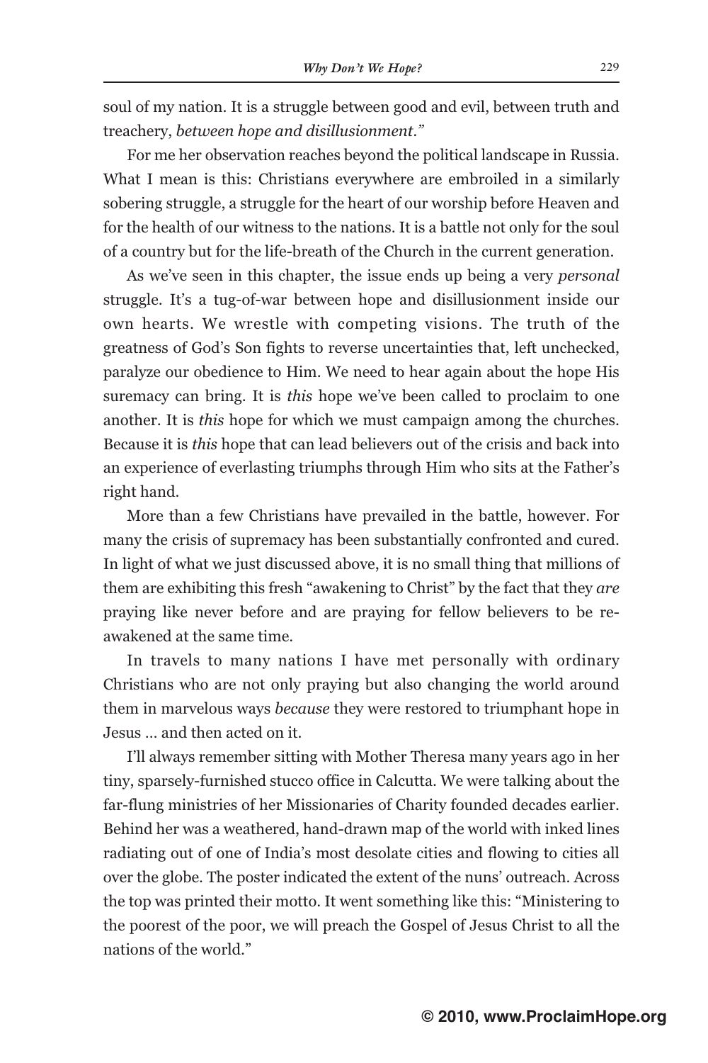soul of my nation. It is a struggle between good and evil, between truth and treachery, *between hope and disillusionment."*

For me her observation reaches beyond the political landscape in Russia. What I mean is this: Christians everywhere are embroiled in a similarly sobering struggle, a struggle for the heart of our worship before Heaven and for the health of our witness to the nations. It is a battle not only for the soul of a country but for the life-breath of the Church in the current generation.

As we've seen in this chapter, the issue ends up being a very *personal* struggle. It's a tug-of-war between hope and disillusionment inside our own hearts. We wrestle with competing visions. The truth of the greatness of God's Son fights to reverse uncertainties that, left unchecked, paralyze our obedience to Him. We need to hear again about the hope His suremacy can bring. It is *this* hope we've been called to proclaim to one another. It is *this* hope for which we must campaign among the churches. Because it is *this* hope that can lead believers out of the crisis and back into an experience of everlasting triumphs through Him who sits at the Father's right hand.

More than a few Christians have prevailed in the battle, however. For many the crisis of supremacy has been substantially confronted and cured. In light of what we just discussed above, it is no small thing that millions of them are exhibiting this fresh "awakening to Christ" by the fact that they *are* praying like never before and are praying for fellow believers to be re-awakened at the same time.

In travels to many nations I have met personally with ordinary Christians who are not only praying but also changing the world around them in marvelous ways *because* they were restored to triumphant hope in Jesus … and then acted on it.

I'll always remember sitting with Mother Theresa many years ago in her tiny, sparsely-furnished stucco office in Calcutta. We were talking about the far-flung ministries of her Missionaries of Charity founded decades earlier. Behind her was a weathered, hand-drawn map of the world with inked lines radiating out of one of India's most desolate cities and flowing to cities all over the globe. The poster indicated the extent of the nuns' outreach. Across the top was printed their motto. It went something like this: "Ministering to the poorest of the poor, we will preach the Gospel of Jesus Christ to all the nations of the world."

**© 2010, www.ProclaimHope.org**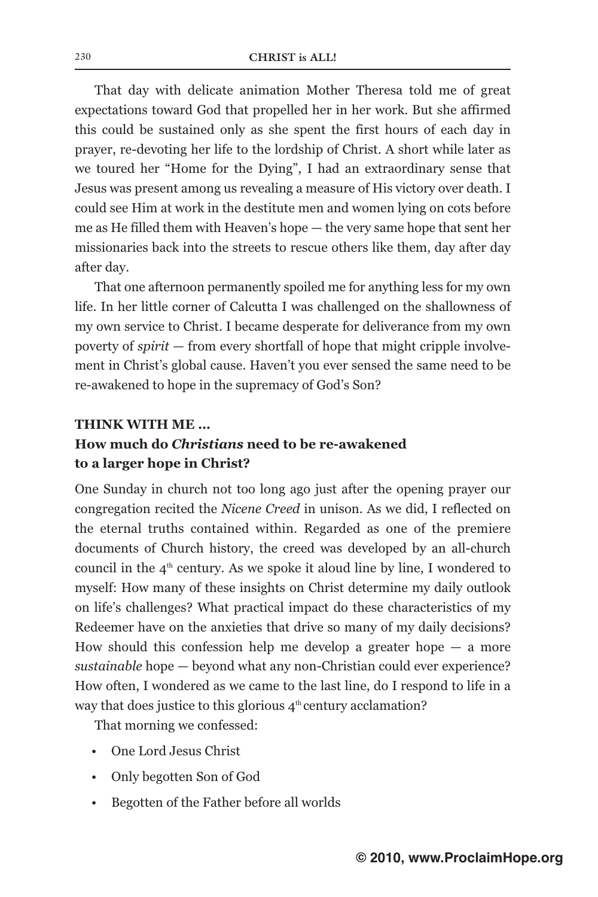That day with delicate animation Mother Theresa told me of great expectations toward God that propelled her in her work. But she affirmed this could be sustained only as she spent the first hours of each day in prayer, re-devoting her life to the lordship of Christ. A short while later as we toured her "Home for the Dying", I had an extraordinary sense that Jesus was present among us revealing a measure of His victory over death. I could see Him at work in the destitute men and women lying on cots before me as He filled them with Heaven's hope — the very same hope that sent her missionaries back into the streets to rescue others like them, day after day after day.

That one afternoon permanently spoiled me for anything less for my own life. In her little corner of Calcutta I was challenged on the shallowness of my own service to Christ. I became desperate for deliverance from my own poverty of *spirit* — from every shortfall of hope that might cripple involvement in Christ's global cause. Haven't you ever sensed the same need to be re-awakened to hope in the supremacy of God's Son?

**THINK WITH ME ...**

**How much do *Christians* need to be re-awakened to a larger hope in Christ?**

One Sunday in church not too long ago just after the opening prayer our congregation recited the *Nicene Creed* in unison. As we did, I reflected on the eternal truths contained within. Regarded as one of the premiere documents of Church history, the creed was developed by an all-church council in the 4th century. As we spoke it aloud line by line, I wondered to myself: How many of these insights on Christ determine my daily outlook on life's challenges? What practical impact do these characteristics of my Redeemer have on the anxieties that drive so many of my daily decisions? How should this confession help me develop a greater hope — a more *sustainable* hope — beyond what any non-Christian could ever experience? How often, I wondered as we came to the last line, do I respond to life in a way that does justice to this glorious 4th century acclamation?

That morning we confessed:

- One Lord Jesus Christ
- Only begotten Son of God
- Begotten of the Father before all worlds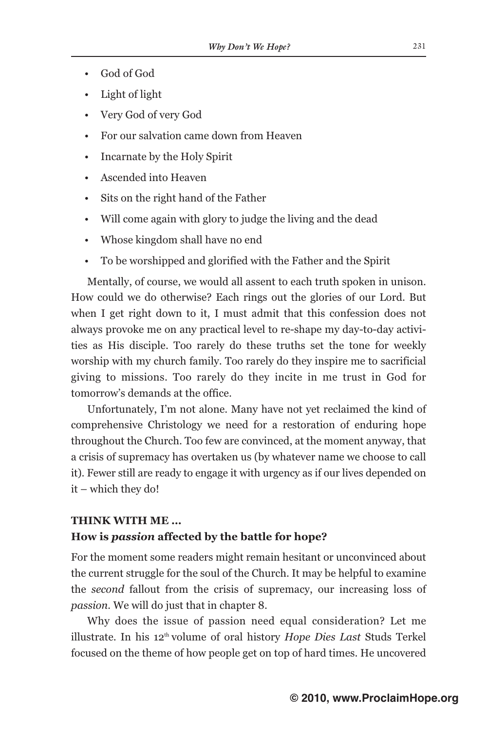- God of God
- Light of light
- Very God of very God
- For our salvation came down from Heaven
- Incarnate by the Holy Spirit
- Ascended into Heaven
- Sits on the right hand of the Father
- Will come again with glory to judge the living and the dead
- Whose kingdom shall have no end
- To be worshipped and glorified with the Father and the Spirit

Mentally, of course, we would all assent to each truth spoken in unison. How could we do otherwise? Each rings out the glories of our Lord. But when I get right down to it, I must admit that this confession does not always provoke me on any practical level to re-shape my day-to-day activities as His disciple. Too rarely do these truths set the tone for weekly worship with my church family. Too rarely do they inspire me to sacrificial giving to missions. Too rarely do they incite in me trust in God for tomorrow's demands at the office.

Unfortunately, I'm not alone. Many have not yet reclaimed the kind of comprehensive Christology we need for a restoration of enduring hope throughout the Church. Too few are convinced, at the moment anyway, that a crisis of supremacy has overtaken us (by whatever name we choose to call it). Fewer still are ready to engage it with urgency as if our lives depended on it – which they do!

**THINK WITH ME ...**

**How is *passion* affected by the battle for hope?**

For the moment some readers might remain hesitant or unconvinced about the current struggle for the soul of the Church. It may be helpful to examine the *second* fallout from the crisis of supremacy, our increasing loss of *passion*. We will do just that in chapter 8.

Why does the issue of passion need equal consideration? Let me illustrate. In his 12th volume of oral history *Hope Dies Last* Studs Terkel focused on the theme of how people get on top of hard times. He uncovered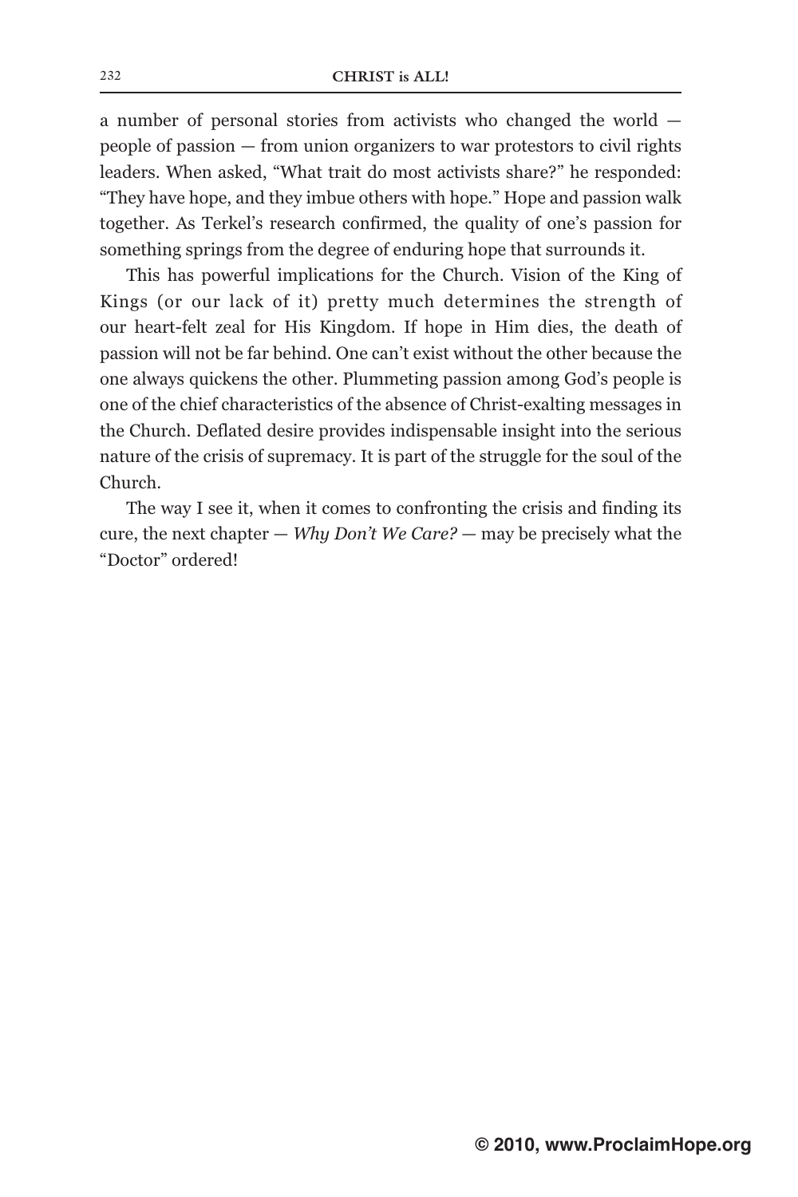a number of personal stories from activists who changed the world — people of passion — from union organizers to war protestors to civil rights leaders. When asked, "What trait do most activists share?" he responded: "They have hope, and they imbue others with hope." Hope and passion walk together. As Terkel's research confirmed, the quality of one's passion for something springs from the degree of enduring hope that surrounds it.

This has powerful implications for the Church. Vision of the King of Kings (or our lack of it) pretty much determines the strength of our heart-felt zeal for His Kingdom. If hope in Him dies, the death of passion will not be far behind. One can't exist without the other because the one always quickens the other. Plummeting passion among God's people is one of the chief characteristics of the absence of Christ-exalting messages in the Church. Deflated desire provides indispensable insight into the serious nature of the crisis of supremacy. It is part of the struggle for the soul of the Church.

The way I see it, when it comes to confronting the crisis and finding its cure, the next chapter — *Why Don't We Care?* — may be precisely what the "Doctor" ordered!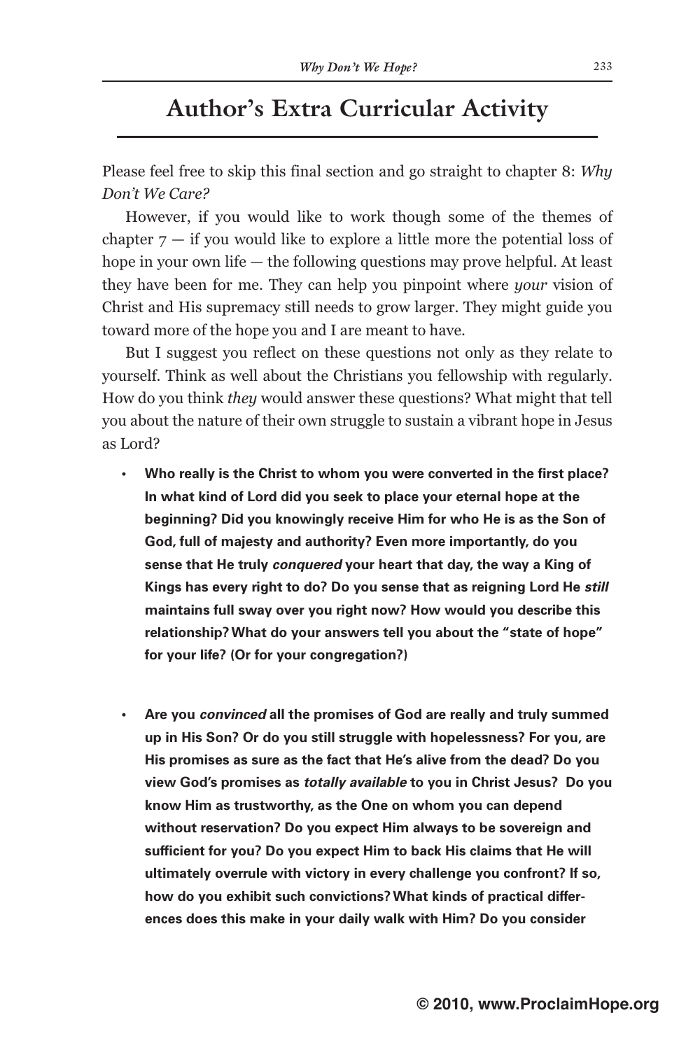## Author's Extra Curricular Activity

Please feel free to skip this final section and go straight to chapter 8: *Why Don't We Care?*

However, if you would like to work though some of the themes of chapter 7 — if you would like to explore a little more the potential loss of hope in your own life — the following questions may prove helpful. At least they have been for me. They can help you pinpoint where *your* vision of Christ and His supremacy still needs to grow larger. They might guide you toward more of the hope you and I are meant to have.

But I suggest you reflect on these questions not only as they relate to yourself. Think as well about the Christians you fellowship with regularly. How do you think *they* would answer these questions? What might that tell you about the nature of their own struggle to sustain a vibrant hope in Jesus as Lord?

- **Who really is the Christ to whom you were converted in the first place? In what kind of Lord did you seek to place your eternal hope at the beginning? Did you knowingly receive Him for who He is as the Son of God, full of majesty and authority? Even more importantly, do you sense that He truly *conquered* your heart that day, the way a King of Kings has every right to do? Do you sense that as reigning Lord He *still* maintains full sway over you right now? How would you describe this relationship? What do your answers tell you about the "state of hope" for your life? (Or for your congregation?)**

- **Are you *convinced* all the promises of God are really and truly summed up in His Son? Or do you still struggle with hopelessness? For you, are His promises as sure as the fact that He's alive from the dead? Do you view God's promises as *totally available* to you in Christ Jesus? Do you know Him as trustworthy, as the One on whom you can depend without reservation? Do you expect Him always to be sovereign and sufficient for you? Do you expect Him to back His claims that He will ultimately overrule with victory in every challenge you confront? If so, how do you exhibit such convictions? What kinds of practical differences does this make in your daily walk with Him? Do you consider**

**© 2010, www.ProclaimHope.org**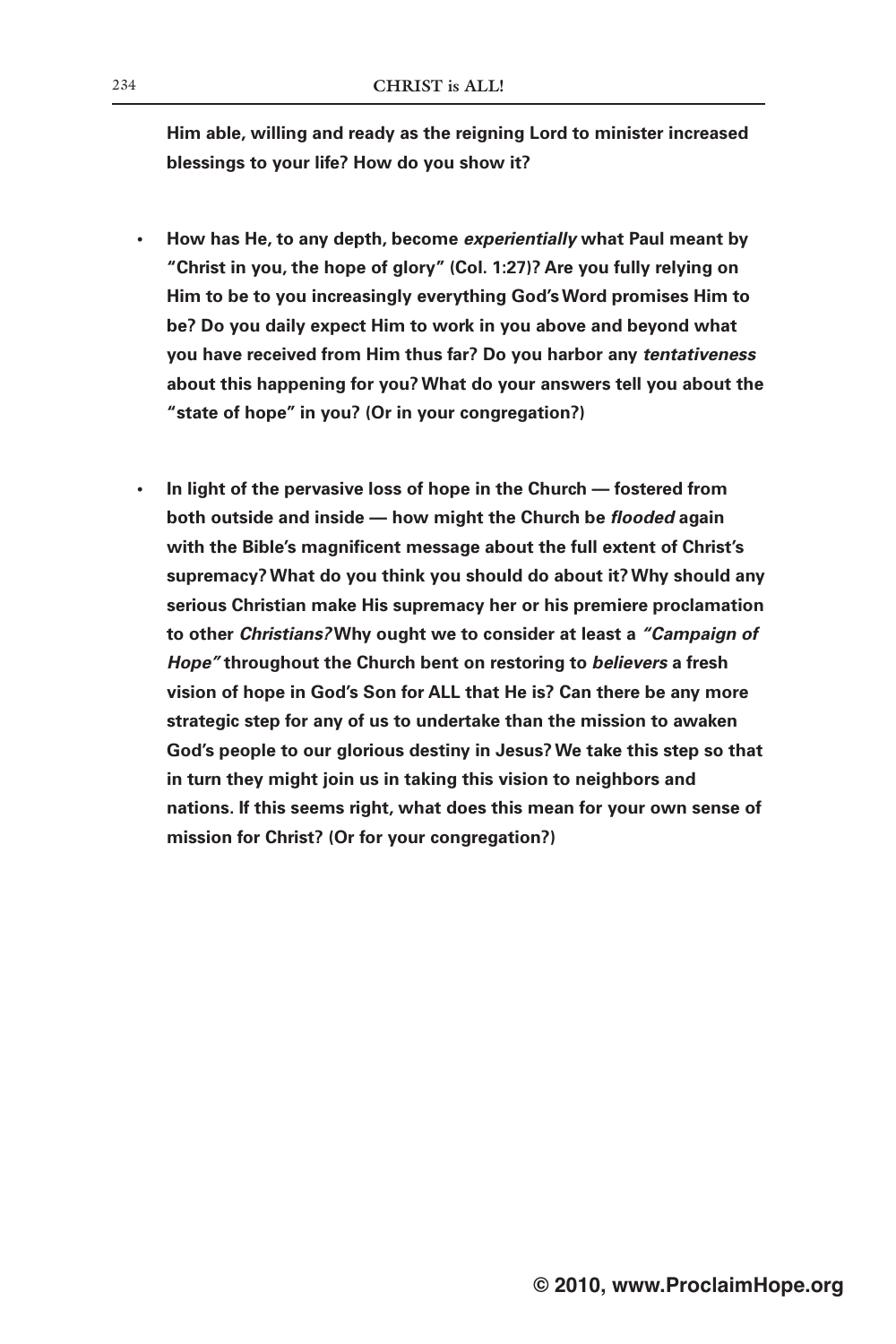**Him able, willing and ready as the reigning Lord to minister increased blessings to your life? How do you show it?**

- **How has He, to any depth, become *experientially* what Paul meant by "Christ in you, the hope of glory" (Col. 1:27)? Are you fully relying on Him to be to you increasingly everything God's Word promises Him to be? Do you daily expect Him to work in you above and beyond what you have received from Him thus far? Do you harbor any *tentativeness* about this happening for you? What do your answers tell you about the "state of hope" in you? (Or in your congregation?)**

- **In light of the pervasive loss of hope in the Church — fostered from both outside and inside — how might the Church be *flooded* again with the Bible's magnificent message about the full extent of Christ's supremacy? What do you think you should do about it? Why should any serious Christian make His supremacy her or his premiere proclamation to other *Christians?* Why ought we to consider at least a *"Campaign of Hope"* throughout the Church bent on restoring to *believers* a fresh vision of hope in God's Son for ALL that He is? Can there be any more strategic step for any of us to undertake than the mission to awaken God's people to our glorious destiny in Jesus? We take this step so that in turn they might join us in taking this vision to neighbors and nations. If this seems right, what does this mean for your own sense of mission for Christ? (Or for your congregation?)**

**© 2010, www.ProclaimHope.org**